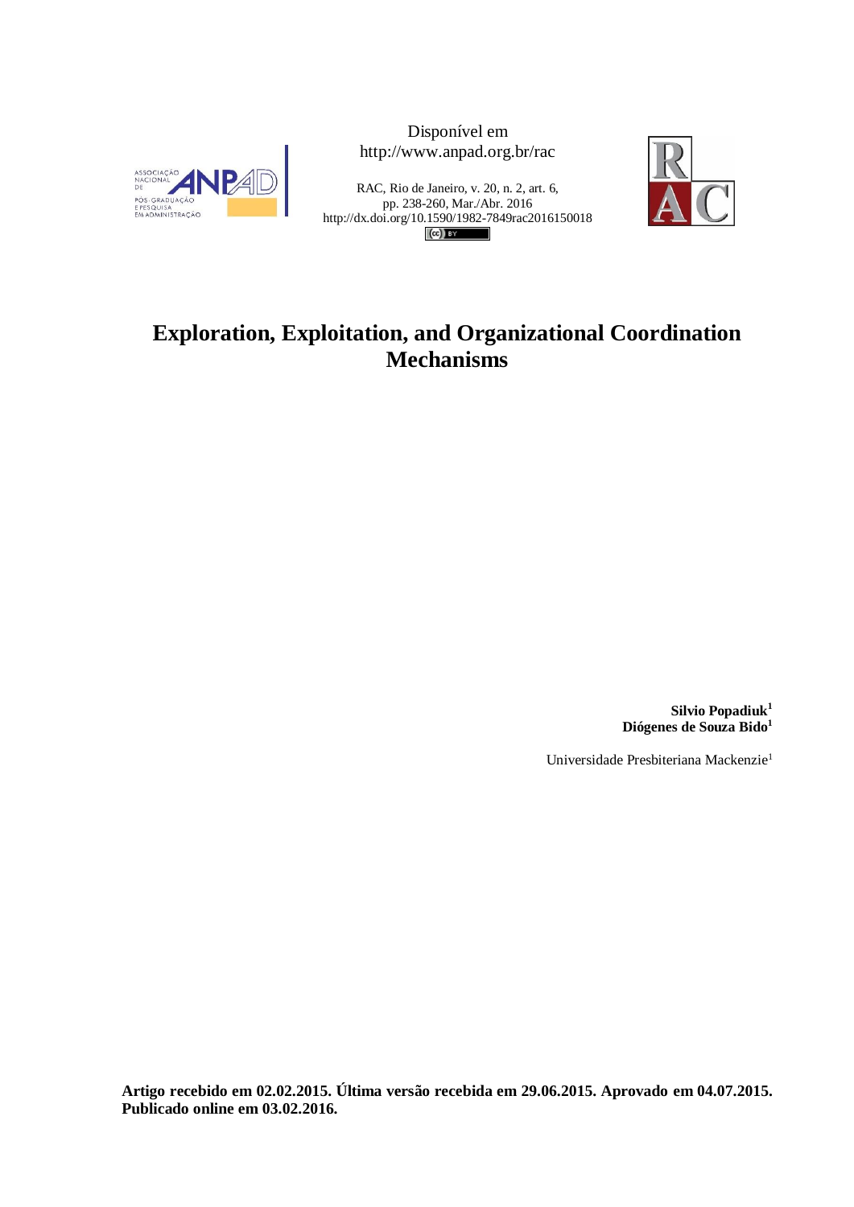Disponível em
http://www.anpad.org.br/rac

RAC, Rio de Janeiro, v. 20, n. 2, art. 6,
pp. 238-260, Mar./Abr. 2016
http://dx.doi.org/10.1590/1982-7849rac2016150018

# Exploration, Exploitation, and Organizational Coordination Mechanisms

**Silvio Popadiuk**[1]
**Diógenes de Souza Bido**[1]

Universidade Presbiteriana Mackenzie[1]

**Artigo recebido em 02.02.2015. Última versão recebida em 29.06.2015. Aprovado em 04.07.2015. Publicado online em 03.02.2016.**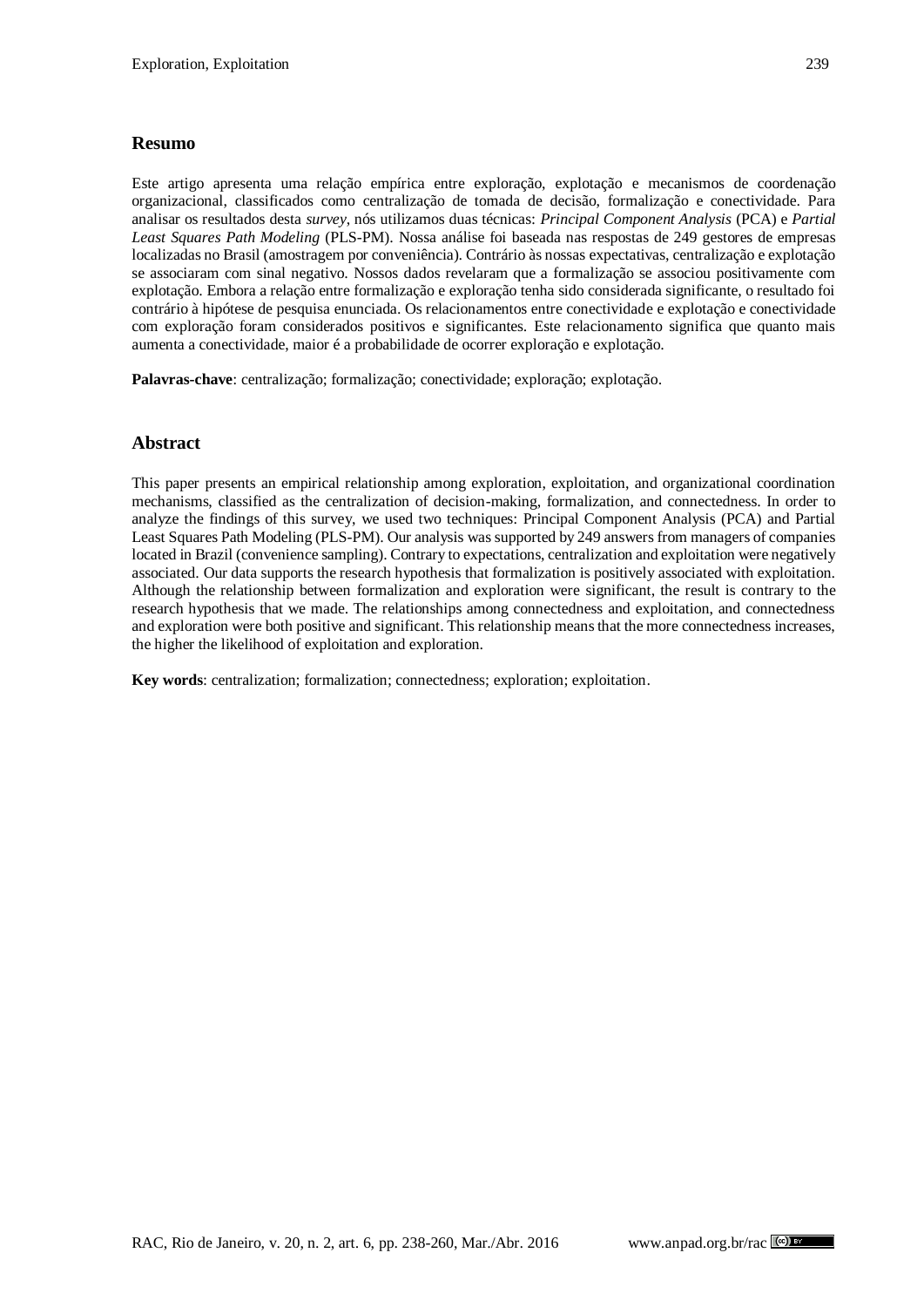## Resumo

Este artigo apresenta uma relação empírica entre exploração, explotação e mecanismos de coordenação organizacional, classificados como centralização de tomada de decisão, formalização e conectividade. Para analisar os resultados desta *survey*, nós utilizamos duas técnicas: *Principal Component Analysis* (PCA) e *Partial Least Squares Path Modeling* (PLS-PM). Nossa análise foi baseada nas respostas de 249 gestores de empresas localizadas no Brasil (amostragem por conveniência). Contrário às nossas expectativas, centralização e explotação se associaram com sinal negativo. Nossos dados revelaram que a formalização se associou positivamente com explotação. Embora a relação entre formalização e exploração tenha sido considerada significante, o resultado foi contrário à hipótese de pesquisa enunciada. Os relacionamentos entre conectividade e explotação e conectividade com exploração foram considerados positivos e significantes. Este relacionamento significa que quanto mais aumenta a conectividade, maior é a probabilidade de ocorrer exploração e explotação.

**Palavras-chave**: centralização; formalização; conectividade; exploração; explotação.

## Abstract

This paper presents an empirical relationship among exploration, exploitation, and organizational coordination mechanisms, classified as the centralization of decision-making, formalization, and connectedness. In order to analyze the findings of this survey, we used two techniques: Principal Component Analysis (PCA) and Partial Least Squares Path Modeling (PLS-PM). Our analysis was supported by 249 answers from managers of companies located in Brazil (convenience sampling). Contrary to expectations, centralization and exploitation were negatively associated. Our data supports the research hypothesis that formalization is positively associated with exploitation. Although the relationship between formalization and exploration were significant, the result is contrary to the research hypothesis that we made. The relationships among connectedness and exploitation, and connectedness and exploration were both positive and significant. This relationship means that the more connectedness increases, the higher the likelihood of exploitation and exploration.

**Key words**: centralization; formalization; connectedness; exploration; exploitation.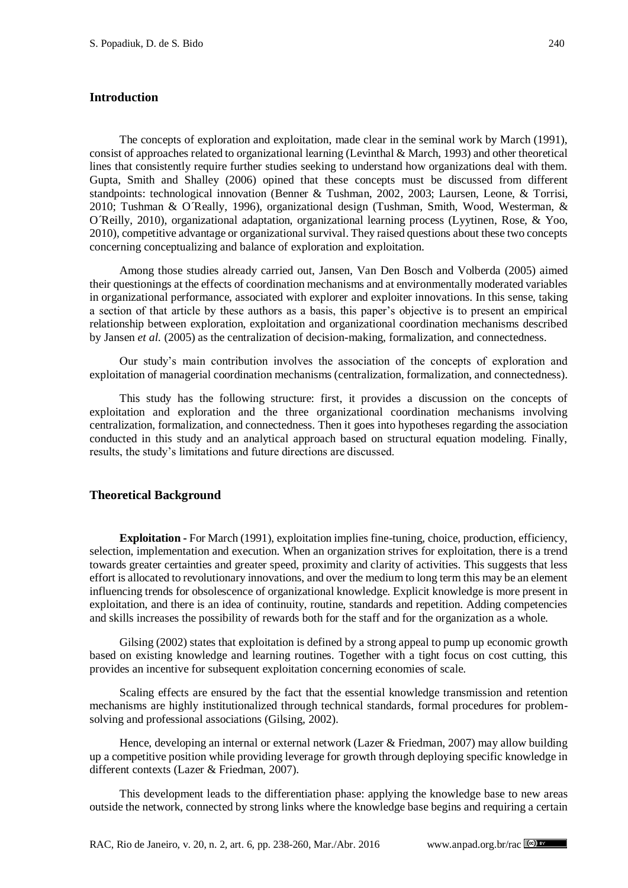## Introduction

The concepts of exploration and exploitation, made clear in the seminal work by March (1991), consist of approaches related to organizational learning (Levinthal & March, 1993) and other theoretical lines that consistently require further studies seeking to understand how organizations deal with them. Gupta, Smith and Shalley (2006) opined that these concepts must be discussed from different standpoints: technological innovation (Benner & Tushman, 2002, 2003; Laursen, Leone, & Torrisi, 2010; Tushman & O´Really, 1996), organizational design (Tushman, Smith, Wood, Westerman, & O´Reilly, 2010), organizational adaptation, organizational learning process (Lyytinen, Rose, & Yoo, 2010), competitive advantage or organizational survival. They raised questions about these two concepts concerning conceptualizing and balance of exploration and exploitation.

Among those studies already carried out, Jansen, Van Den Bosch and Volberda (2005) aimed their questionings at the effects of coordination mechanisms and at environmentally moderated variables in organizational performance, associated with explorer and exploiter innovations. In this sense, taking a section of that article by these authors as a basis, this paper's objective is to present an empirical relationship between exploration, exploitation and organizational coordination mechanisms described by Jansen *et al.* (2005) as the centralization of decision-making, formalization, and connectedness.

Our study's main contribution involves the association of the concepts of exploration and exploitation of managerial coordination mechanisms (centralization, formalization, and connectedness).

This study has the following structure: first, it provides a discussion on the concepts of exploitation and exploration and the three organizational coordination mechanisms involving centralization, formalization, and connectedness. Then it goes into hypotheses regarding the association conducted in this study and an analytical approach based on structural equation modeling. Finally, results, the study's limitations and future directions are discussed.

## Theoretical Background

**Exploitation -** For March (1991), exploitation implies fine-tuning, choice, production, efficiency, selection, implementation and execution. When an organization strives for exploitation, there is a trend towards greater certainties and greater speed, proximity and clarity of activities. This suggests that less effort is allocated to revolutionary innovations, and over the medium to long term this may be an element influencing trends for obsolescence of organizational knowledge. Explicit knowledge is more present in exploitation, and there is an idea of continuity, routine, standards and repetition. Adding competencies and skills increases the possibility of rewards both for the staff and for the organization as a whole.

Gilsing (2002) states that exploitation is defined by a strong appeal to pump up economic growth based on existing knowledge and learning routines. Together with a tight focus on cost cutting, this provides an incentive for subsequent exploitation concerning economies of scale.

Scaling effects are ensured by the fact that the essential knowledge transmission and retention mechanisms are highly institutionalized through technical standards, formal procedures for problem-solving and professional associations (Gilsing, 2002).

Hence, developing an internal or external network (Lazer & Friedman, 2007) may allow building up a competitive position while providing leverage for growth through deploying specific knowledge in different contexts (Lazer & Friedman, 2007).

This development leads to the differentiation phase: applying the knowledge base to new areas outside the network, connected by strong links where the knowledge base begins and requiring a certain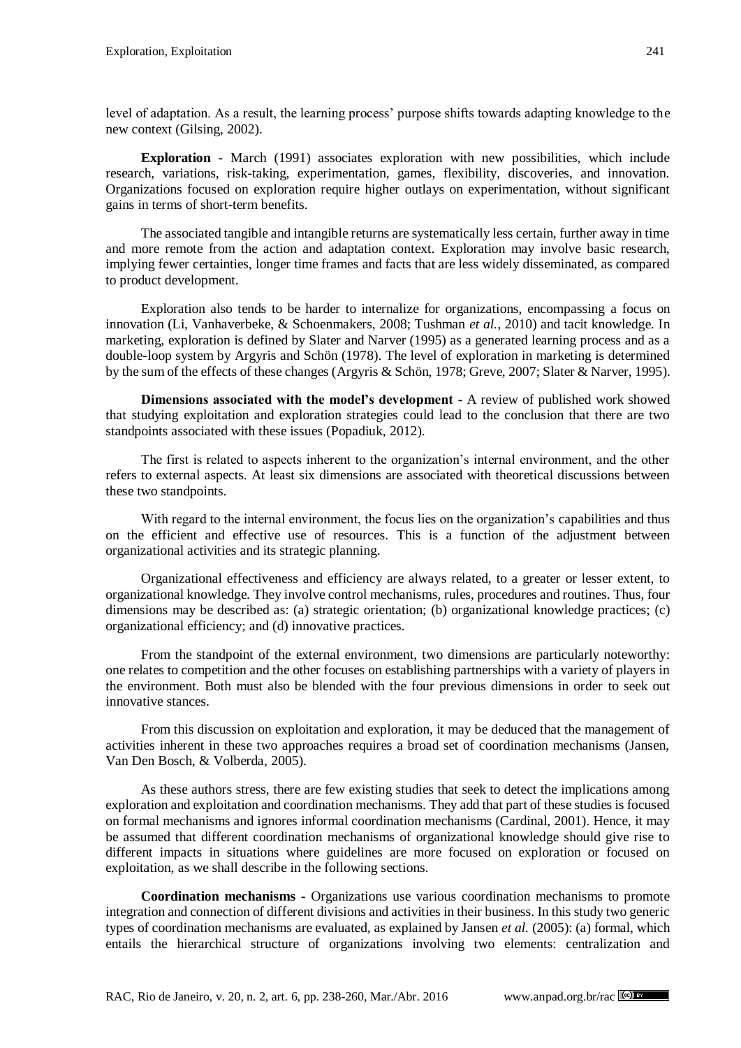level of adaptation. As a result, the learning process' purpose shifts towards adapting knowledge to the new context (Gilsing, 2002).

**Exploration -** March (1991) associates exploration with new possibilities, which include research, variations, risk-taking, experimentation, games, flexibility, discoveries, and innovation. Organizations focused on exploration require higher outlays on experimentation, without significant gains in terms of short-term benefits.

The associated tangible and intangible returns are systematically less certain, further away in time and more remote from the action and adaptation context. Exploration may involve basic research, implying fewer certainties, longer time frames and facts that are less widely disseminated, as compared to product development.

Exploration also tends to be harder to internalize for organizations, encompassing a focus on innovation (Li, Vanhaverbeke, & Schoenmakers, 2008; Tushman *et al.*, 2010) and tacit knowledge. In marketing, exploration is defined by Slater and Narver (1995) as a generated learning process and as a double-loop system by Argyris and Schön (1978). The level of exploration in marketing is determined by the sum of the effects of these changes (Argyris & Schön, 1978; Greve, 2007; Slater & Narver, 1995).

**Dimensions associated with the model's development -** A review of published work showed that studying exploitation and exploration strategies could lead to the conclusion that there are two standpoints associated with these issues (Popadiuk, 2012).

The first is related to aspects inherent to the organization's internal environment, and the other refers to external aspects. At least six dimensions are associated with theoretical discussions between these two standpoints.

With regard to the internal environment, the focus lies on the organization's capabilities and thus on the efficient and effective use of resources. This is a function of the adjustment between organizational activities and its strategic planning.

Organizational effectiveness and efficiency are always related, to a greater or lesser extent, to organizational knowledge. They involve control mechanisms, rules, procedures and routines. Thus, four dimensions may be described as: (a) strategic orientation; (b) organizational knowledge practices; (c) organizational efficiency; and (d) innovative practices.

From the standpoint of the external environment, two dimensions are particularly noteworthy: one relates to competition and the other focuses on establishing partnerships with a variety of players in the environment. Both must also be blended with the four previous dimensions in order to seek out innovative stances.

From this discussion on exploitation and exploration, it may be deduced that the management of activities inherent in these two approaches requires a broad set of coordination mechanisms (Jansen, Van Den Bosch, & Volberda, 2005).

As these authors stress, there are few existing studies that seek to detect the implications among exploration and exploitation and coordination mechanisms. They add that part of these studies is focused on formal mechanisms and ignores informal coordination mechanisms (Cardinal, 2001). Hence, it may be assumed that different coordination mechanisms of organizational knowledge should give rise to different impacts in situations where guidelines are more focused on exploration or focused on exploitation, as we shall describe in the following sections.

**Coordination mechanisms -** Organizations use various coordination mechanisms to promote integration and connection of different divisions and activities in their business. In this study two generic types of coordination mechanisms are evaluated, as explained by Jansen *et al.* (2005): (a) formal, which entails the hierarchical structure of organizations involving two elements: centralization and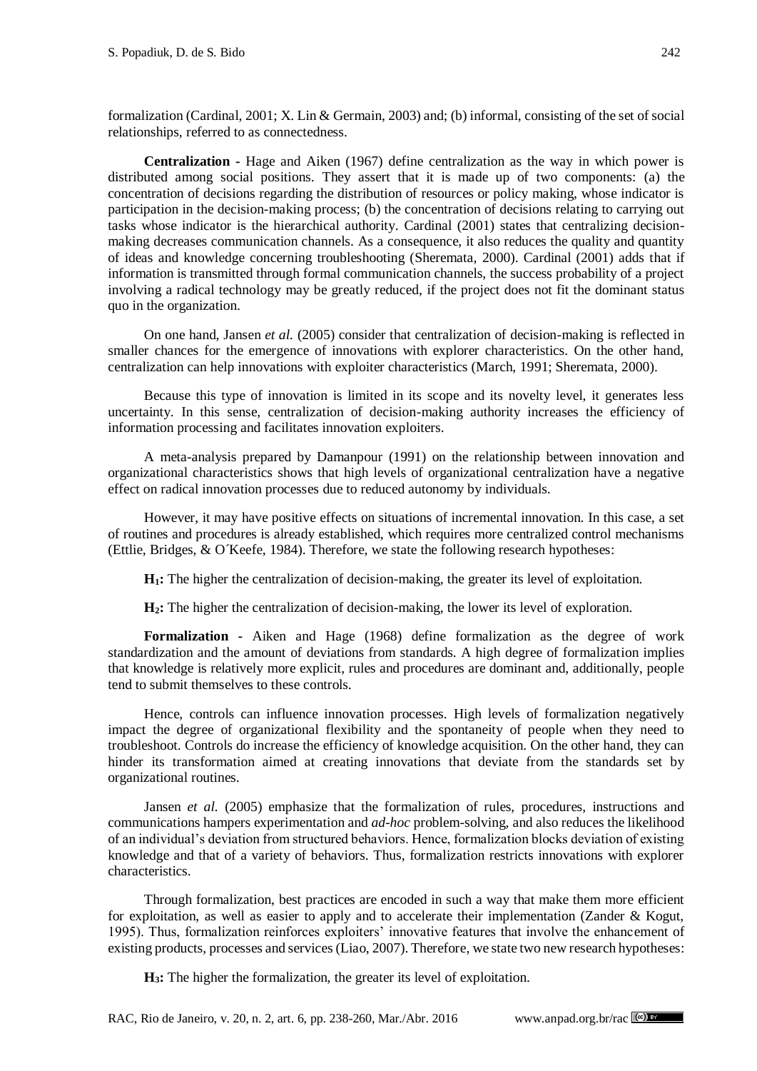formalization (Cardinal, 2001; X. Lin & Germain, 2003) and; (b) informal, consisting of the set of social relationships, referred to as connectedness.

**Centralization -** Hage and Aiken (1967) define centralization as the way in which power is distributed among social positions. They assert that it is made up of two components: (a) the concentration of decisions regarding the distribution of resources or policy making, whose indicator is participation in the decision-making process; (b) the concentration of decisions relating to carrying out tasks whose indicator is the hierarchical authority. Cardinal (2001) states that centralizing decision-making decreases communication channels. As a consequence, it also reduces the quality and quantity of ideas and knowledge concerning troubleshooting (Sheremata, 2000). Cardinal (2001) adds that if information is transmitted through formal communication channels, the success probability of a project involving a radical technology may be greatly reduced, if the project does not fit the dominant status quo in the organization.

On one hand, Jansen *et al.* (2005) consider that centralization of decision-making is reflected in smaller chances for the emergence of innovations with explorer characteristics. On the other hand, centralization can help innovations with exploiter characteristics (March, 1991; Sheremata, 2000).

Because this type of innovation is limited in its scope and its novelty level, it generates less uncertainty. In this sense, centralization of decision-making authority increases the efficiency of information processing and facilitates innovation exploiters.

A meta-analysis prepared by Damanpour (1991) on the relationship between innovation and organizational characteristics shows that high levels of organizational centralization have a negative effect on radical innovation processes due to reduced autonomy by individuals.

However, it may have positive effects on situations of incremental innovation. In this case, a set of routines and procedures is already established, which requires more centralized control mechanisms (Ettlie, Bridges, & O´Keefe, 1984). Therefore, we state the following research hypotheses:

**$H_1$:** The higher the centralization of decision-making, the greater its level of exploitation.

**$H_2$:** The higher the centralization of decision-making, the lower its level of exploration.

**Formalization -** Aiken and Hage (1968) define formalization as the degree of work standardization and the amount of deviations from standards. A high degree of formalization implies that knowledge is relatively more explicit, rules and procedures are dominant and, additionally, people tend to submit themselves to these controls.

Hence, controls can influence innovation processes. High levels of formalization negatively impact the degree of organizational flexibility and the spontaneity of people when they need to troubleshoot. Controls do increase the efficiency of knowledge acquisition. On the other hand, they can hinder its transformation aimed at creating innovations that deviate from the standards set by organizational routines.

Jansen *et al.* (2005) emphasize that the formalization of rules, procedures, instructions and communications hampers experimentation and *ad-hoc* problem-solving, and also reduces the likelihood of an individual's deviation from structured behaviors. Hence, formalization blocks deviation of existing knowledge and that of a variety of behaviors. Thus, formalization restricts innovations with explorer characteristics.

Through formalization, best practices are encoded in such a way that make them more efficient for exploitation, as well as easier to apply and to accelerate their implementation (Zander & Kogut, 1995). Thus, formalization reinforces exploiters' innovative features that involve the enhancement of existing products, processes and services (Liao, 2007). Therefore, we state two new research hypotheses:

**$H_3$:** The higher the formalization, the greater its level of exploitation.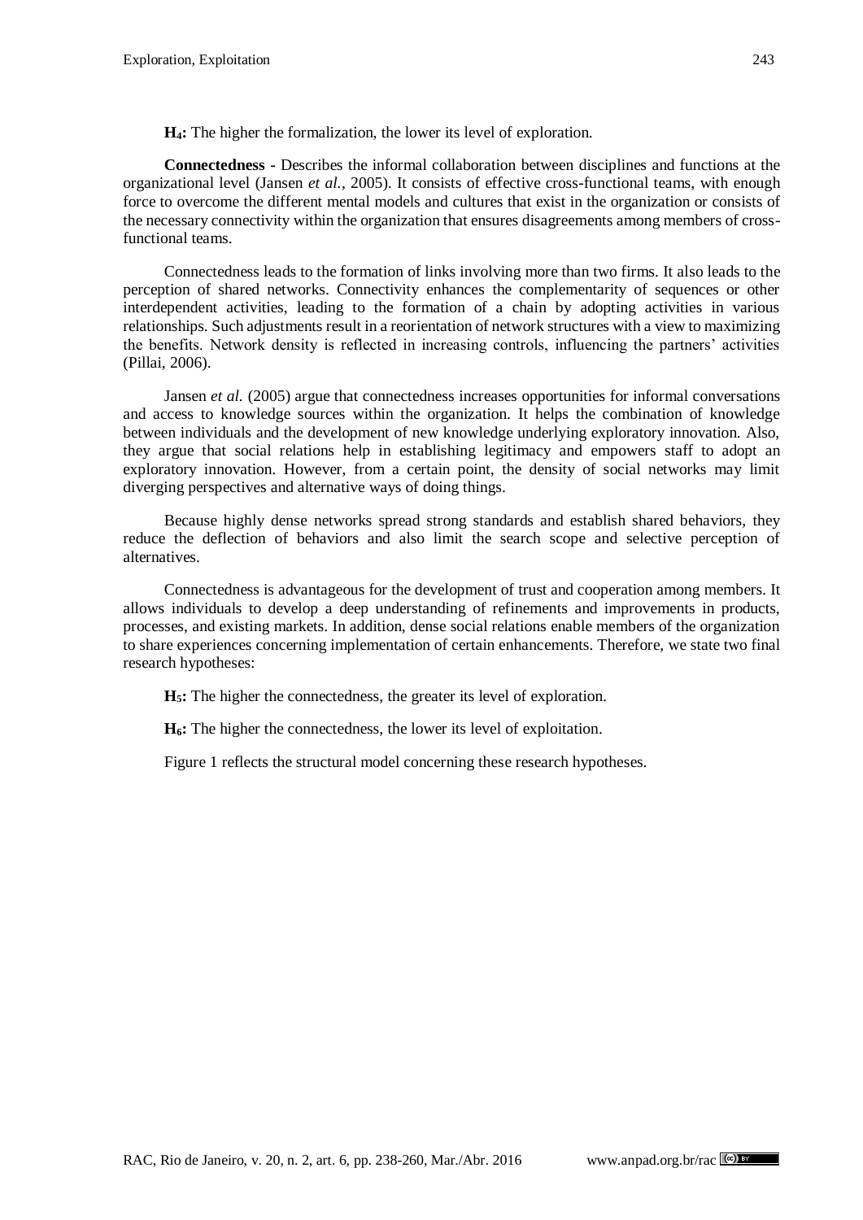**$H_4$:** The higher the formalization, the lower its level of exploration.

**Connectedness -** Describes the informal collaboration between disciplines and functions at the organizational level (Jansen *et al.*, 2005). It consists of effective cross-functional teams, with enough force to overcome the different mental models and cultures that exist in the organization or consists of the necessary connectivity within the organization that ensures disagreements among members of cross-functional teams.

Connectedness leads to the formation of links involving more than two firms. It also leads to the perception of shared networks. Connectivity enhances the complementarity of sequences or other interdependent activities, leading to the formation of a chain by adopting activities in various relationships. Such adjustments result in a reorientation of network structures with a view to maximizing the benefits. Network density is reflected in increasing controls, influencing the partners' activities (Pillai, 2006).

Jansen *et al.* (2005) argue that connectedness increases opportunities for informal conversations and access to knowledge sources within the organization. It helps the combination of knowledge between individuals and the development of new knowledge underlying exploratory innovation. Also, they argue that social relations help in establishing legitimacy and empowers staff to adopt an exploratory innovation. However, from a certain point, the density of social networks may limit diverging perspectives and alternative ways of doing things.

Because highly dense networks spread strong standards and establish shared behaviors, they reduce the deflection of behaviors and also limit the search scope and selective perception of alternatives.

Connectedness is advantageous for the development of trust and cooperation among members. It allows individuals to develop a deep understanding of refinements and improvements in products, processes, and existing markets. In addition, dense social relations enable members of the organization to share experiences concerning implementation of certain enhancements. Therefore, we state two final research hypotheses:

**$H_5$:** The higher the connectedness, the greater its level of exploration.

**$H_6$:** The higher the connectedness, the lower its level of exploitation.

Figure 1 reflects the structural model concerning these research hypotheses.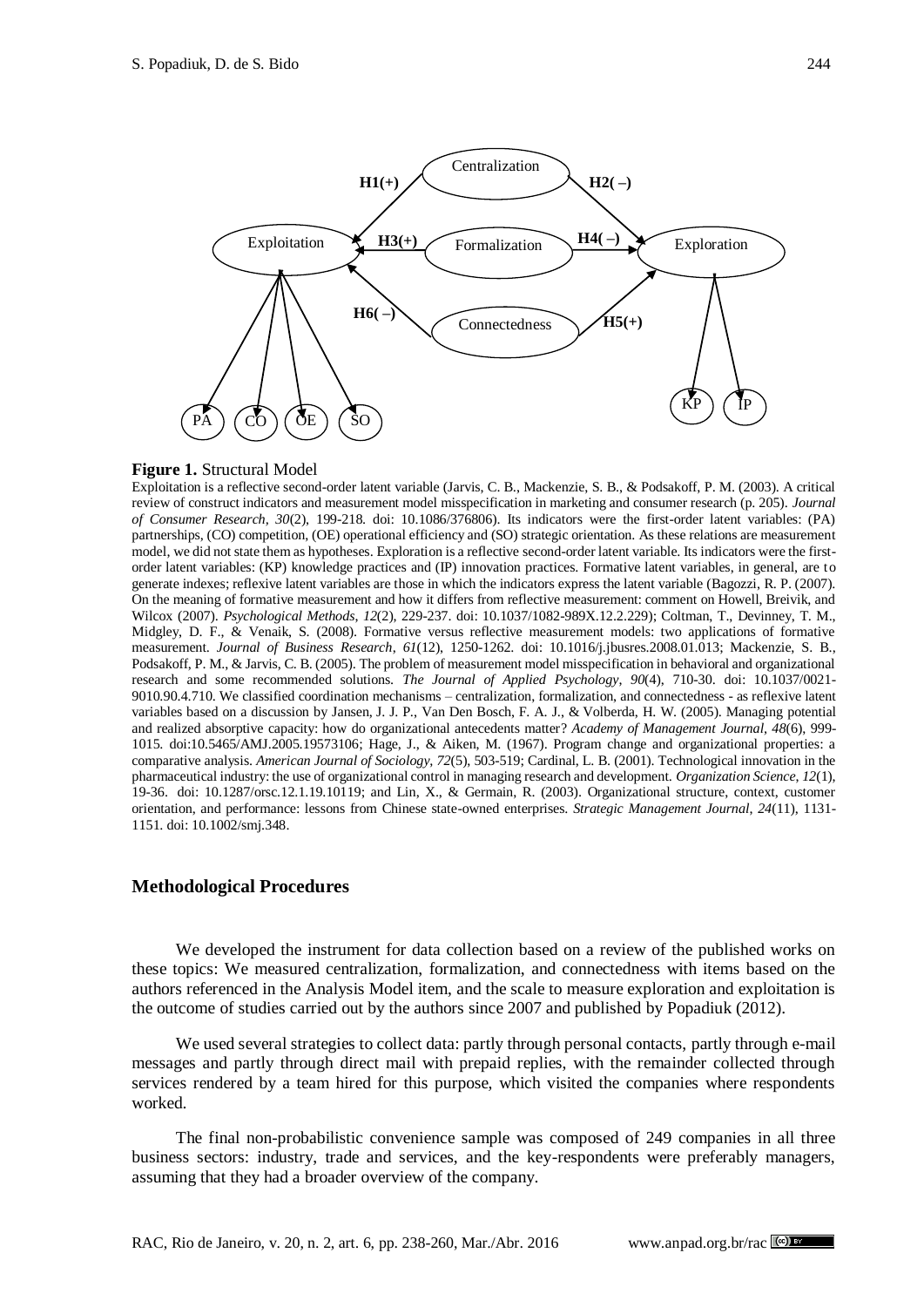**Figure 1.** Structural Model

Exploitation is a reflective second-order latent variable (Jarvis, C. B., Mackenzie, S. B., & Podsakoff, P. M. (2003). A critical review of construct indicators and measurement model misspecification in marketing and consumer research (p. 205). *Journal of Consumer Research*, *30*(2), 199-218. doi: 10.1086/376806). Its indicators were the first-order latent variables: (PA) partnerships, (CO) competition, (OE) operational efficiency and (SO) strategic orientation. As these relations are measurement model, we did not state them as hypotheses. Exploration is a reflective second-order latent variable. Its indicators were the first-order latent variables: (KP) knowledge practices and (IP) innovation practices. Formative latent variables, in general, are to generate indexes; reflexive latent variables are those in which the indicators express the latent variable (Bagozzi, R. P. (2007). On the meaning of formative measurement and how it differs from reflective measurement: comment on Howell, Breivik, and Wilcox (2007). *Psychological Methods*, *12*(2), 229-237. doi: 10.1037/1082-989X.12.2.229); Coltman, T., Devinney, T. M., Midgley, D. F., & Venaik, S. (2008). Formative versus reflective measurement models: two applications of formative measurement. *Journal of Business Research*, *61*(12), 1250-1262. doi: 10.1016/j.jbusres.2008.01.013; Mackenzie, S. B., Podsakoff, P. M., & Jarvis, C. B. (2005). The problem of measurement model misspecification in behavioral and organizational research and some recommended solutions. *The Journal of Applied Psychology*, *90*(4), 710-30. doi: 10.1037/0021-9010.90.4.710. We classified coordination mechanisms – centralization, formalization, and connectedness - as reflexive latent variables based on a discussion by Jansen, J. J. P., Van Den Bosch, F. A. J., & Volberda, H. W. (2005). Managing potential and realized absorptive capacity: how do organizational antecedents matter? *Academy of Management Journal*, *48*(6), 999-1015. doi:10.5465/AMJ.2005.19573106; Hage, J., & Aiken, M. (1967). Program change and organizational properties: a comparative analysis. *American Journal of Sociology*, *72*(5), 503-519; Cardinal, L. B. (2001). Technological innovation in the pharmaceutical industry: the use of organizational control in managing research and development. *Organization Science*, *12*(1), 19-36. doi: 10.1287/orsc.12.1.19.10119; and Lin, X., & Germain, R. (2003). Organizational structure, context, customer orientation, and performance: lessons from Chinese state-owned enterprises. *Strategic Management Journal*, *24*(11), 1131-1151. doi: 10.1002/smj.348.

## Methodological Procedures

We developed the instrument for data collection based on a review of the published works on these topics: We measured centralization, formalization, and connectedness with items based on the authors referenced in the Analysis Model item, and the scale to measure exploration and exploitation is the outcome of studies carried out by the authors since 2007 and published by Popadiuk (2012).

We used several strategies to collect data: partly through personal contacts, partly through e-mail messages and partly through direct mail with prepaid replies, with the remainder collected through services rendered by a team hired for this purpose, which visited the companies where respondents worked.

The final non-probabilistic convenience sample was composed of 249 companies in all three business sectors: industry, trade and services, and the key-respondents were preferably managers, assuming that they had a broader overview of the company.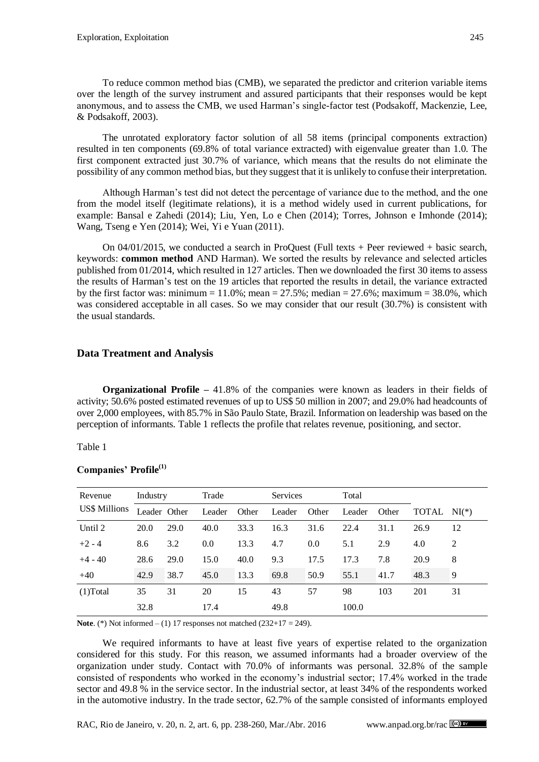To reduce common method bias (CMB), we separated the predictor and criterion variable items over the length of the survey instrument and assured participants that their responses would be kept anonymous, and to assess the CMB, we used Harman's single-factor test (Podsakoff, Mackenzie, Lee, & Podsakoff, 2003).

The unrotated exploratory factor solution of all 58 items (principal components extraction) resulted in ten components (69.8% of total variance extracted) with eigenvalue greater than 1.0. The first component extracted just 30.7% of variance, which means that the results do not eliminate the possibility of any common method bias, but they suggest that it is unlikely to confuse their interpretation.

Although Harman's test did not detect the percentage of variance due to the method, and the one from the model itself (legitimate relations), it is a method widely used in current publications, for example: Bansal e Zahedi (2014); Liu, Yen, Lo e Chen (2014); Torres, Johnson e Imhonde (2014); Wang, Tseng e Yen (2014); Wei, Yi e Yuan (2011).

On 04/01/2015, we conducted a search in ProQuest (Full texts + Peer reviewed + basic search, keywords: **common method** AND Harman). We sorted the results by relevance and selected articles published from 01/2014, which resulted in 127 articles. Then we downloaded the first 30 items to assess the results of Harman's test on the 19 articles that reported the results in detail, the variance extracted by the first factor was: minimum = 11.0%; mean = 27.5%; median = 27.6%; maximum = 38.0%, which was considered acceptable in all cases. So we may consider that our result (30.7%) is consistent with the usual standards.

## Data Treatment and Analysis

**Organizational Profile** – 41.8% of the companies were known as leaders in their fields of activity; 50.6% posted estimated revenues of up to US$ 50 million in 2007; and 29.0% had headcounts of over 2,000 employees, with 85.7% in São Paulo State, Brazil. Information on leadership was based on the perception of informants. Table 1 reflects the profile that relates revenue, positioning, and sector.

Table 1

**Companies' Profile[1]**

| Revenue US$ Millions | Industry | | Trade | | Services | | Total | | | |
|---|---|---|---|---|---|---|---|---|---|---|
| | Leader | Other | Leader | Other | Leader | Other | Leader | Other | TOTAL | NI(*) |
| Until 2 | 20.0 | 29.0 | 40.0 | 33.3 | 16.3 | 31.6 | 22.4 | 31.1 | 26.9 | 12 |
| +2 - 4 | 8.6 | 3.2 | 0.0 | 13.3 | 4.7 | 0.0 | 5.1 | 2.9 | 4.0 | 2 |
| +4 - 40 | 28.6 | 29.0 | 15.0 | 40.0 | 9.3 | 17.5 | 17.3 | 7.8 | 20.9 | 8 |
| +40 | 42.9 | 38.7 | 45.0 | 13.3 | 69.8 | 50.9 | 55.1 | 41.7 | 48.3 | 9 |
| (1)Total | 35 | 31 | 20 | 15 | 43 | 57 | 98 | 103 | 201 | 31 |
| | 32.8 | | 17.4 | | 49.8 | | 100.0 | | | |

**Note**. (*) Not informed – (1) 17 responses not matched (232+17 = 249).

We required informants to have at least five years of expertise related to the organization considered for this study. For this reason, we assumed informants had a broader overview of the organization under study. Contact with 70.0% of informants was personal. 32.8% of the sample consisted of respondents who worked in the economy's industrial sector; 17.4% worked in the trade sector and 49.8 % in the service sector. In the industrial sector, at least 34% of the respondents worked in the automotive industry. In the trade sector, 62.7% of the sample consisted of informants employed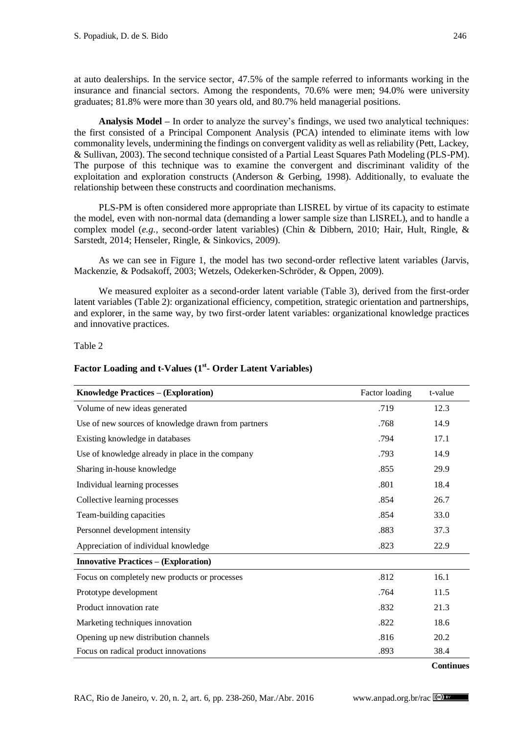at auto dealerships. In the service sector, 47.5% of the sample referred to informants working in the insurance and financial sectors. Among the respondents, 70.6% were men; 94.0% were university graduates; 81.8% were more than 30 years old, and 80.7% held managerial positions.

**Analysis Model –** In order to analyze the survey's findings, we used two analytical techniques: the first consisted of a Principal Component Analysis (PCA) intended to eliminate items with low commonality levels, undermining the findings on convergent validity as well as reliability (Pett, Lackey, & Sullivan, 2003). The second technique consisted of a Partial Least Squares Path Modeling (PLS-PM). The purpose of this technique was to examine the convergent and discriminant validity of the exploitation and exploration constructs (Anderson & Gerbing, 1998). Additionally, to evaluate the relationship between these constructs and coordination mechanisms.

PLS-PM is often considered more appropriate than LISREL by virtue of its capacity to estimate the model, even with non-normal data (demanding a lower sample size than LISREL), and to handle a complex model (*e.g.*, second-order latent variables) (Chin & Dibbern, 2010; Hair, Hult, Ringle, & Sarstedt, 2014; Henseler, Ringle, & Sinkovics, 2009).

As we can see in Figure 1, the model has two second-order reflective latent variables (Jarvis, Mackenzie, & Podsakoff, 2003; Wetzels, Odekerken-Schröder, & Oppen, 2009).

We measured exploiter as a second-order latent variable (Table 3), derived from the first-order latent variables (Table 2): organizational efficiency, competition, strategic orientation and partnerships, and explorer, in the same way, by two first-order latent variables: organizational knowledge practices and innovative practices.

Table 2

**Factor Loading and t-Values (1st- Order Latent Variables)**

| **Knowledge Practices – (Exploration)** | Factor loading | t-value |
|---|---|---|
| Volume of new ideas generated | .719 | 12.3 |
| Use of new sources of knowledge drawn from partners | .768 | 14.9 |
| Existing knowledge in databases | .794 | 17.1 |
| Use of knowledge already in place in the company | .793 | 14.9 |
| Sharing in-house knowledge | .855 | 29.9 |
| Individual learning processes | .801 | 18.4 |
| Collective learning processes | .854 | 26.7 |
| Team-building capacities | .854 | 33.0 |
| Personnel development intensity | .883 | 37.3 |
| Appreciation of individual knowledge | .823 | 22.9 |
| **Innovative Practices – (Exploration)** | | |
| Focus on completely new products or processes | .812 | 16.1 |
| Prototype development | .764 | 11.5 |
| Product innovation rate | .832 | 21.3 |
| Marketing techniques innovation | .822 | 18.6 |
| Opening up new distribution channels | .816 | 20.2 |
| Focus on radical product innovations | .893 | 38.4 |

**Continues**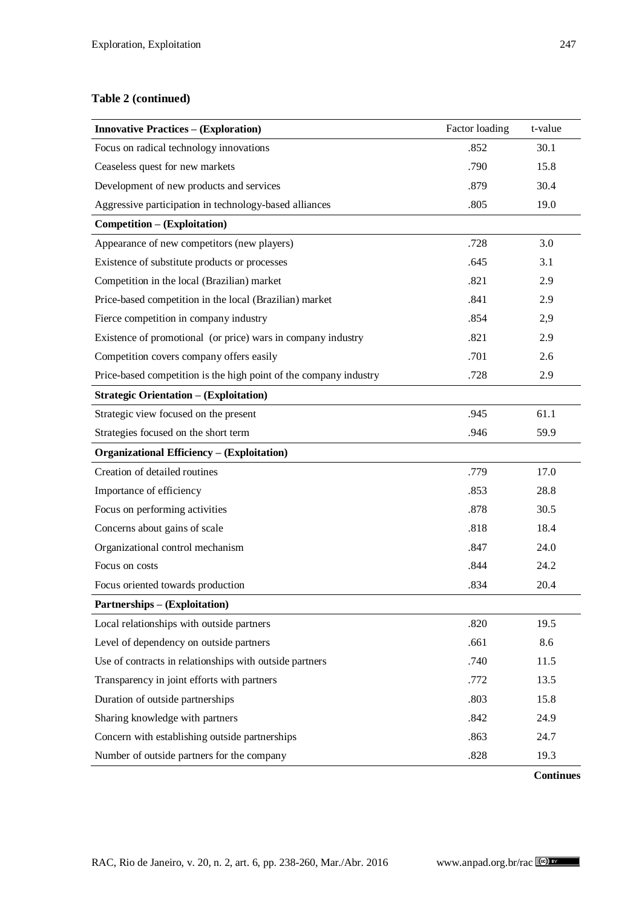**Table 2 (continued)**

| **Innovative Practices – (Exploration)** | Factor loading | t-value |
|---|---|---|
| Focus on radical technology innovations | .852 | 30.1 |
| Ceaseless quest for new markets | .790 | 15.8 |
| Development of new products and services | .879 | 30.4 |
| Aggressive participation in technology-based alliances | .805 | 19.0 |
| **Competition – (Exploitation)** | | |
| Appearance of new competitors (new players) | .728 | 3.0 |
| Existence of substitute products or processes | .645 | 3.1 |
| Competition in the local (Brazilian) market | .821 | 2.9 |
| Price-based competition in the local (Brazilian) market | .841 | 2.9 |
| Fierce competition in company industry | .854 | 2,9 |
| Existence of promotional (or price) wars in company industry | .821 | 2.9 |
| Competition covers company offers easily | .701 | 2.6 |
| Price-based competition is the high point of the company industry | .728 | 2.9 |
| **Strategic Orientation – (Exploitation)** | | |
| Strategic view focused on the present | .945 | 61.1 |
| Strategies focused on the short term | .946 | 59.9 |
| **Organizational Efficiency – (Exploitation)** | | |
| Creation of detailed routines | .779 | 17.0 |
| Importance of efficiency | .853 | 28.8 |
| Focus on performing activities | .878 | 30.5 |
| Concerns about gains of scale | .818 | 18.4 |
| Organizational control mechanism | .847 | 24.0 |
| Focus on costs | .844 | 24.2 |
| Focus oriented towards production | .834 | 20.4 |
| **Partnerships – (Exploitation)** | | |
| Local relationships with outside partners | .820 | 19.5 |
| Level of dependency on outside partners | .661 | 8.6 |
| Use of contracts in relationships with outside partners | .740 | 11.5 |
| Transparency in joint efforts with partners | .772 | 13.5 |
| Duration of outside partnerships | .803 | 15.8 |
| Sharing knowledge with partners | .842 | 24.9 |
| Concern with establishing outside partnerships | .863 | 24.7 |
| Number of outside partners for the company | .828 | 19.3 |

**Continues**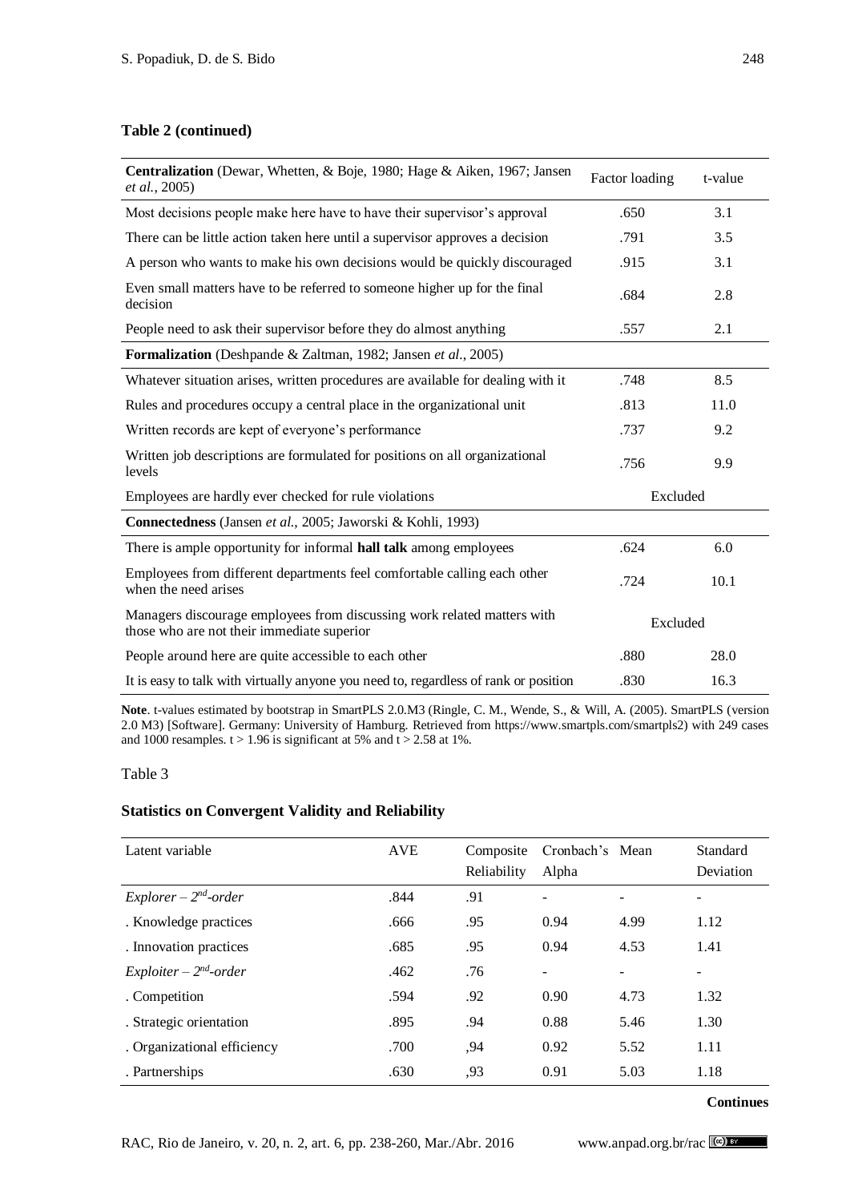**Table 2 (continued)**

| **Centralization** (Dewar, Whetten, & Boje, 1980; Hage & Aiken, 1967; Jansen *et al.*, 2005) | Factor loading | t-value |
|---|---|---|
| Most decisions people make here have to have their supervisor's approval | .650 | 3.1 |
| There can be little action taken here until a supervisor approves a decision | .791 | 3.5 |
| A person who wants to make his own decisions would be quickly discouraged | .915 | 3.1 |
| Even small matters have to be referred to someone higher up for the final decision | .684 | 2.8 |
| People need to ask their supervisor before they do almost anything | .557 | 2.1 |
| **Formalization** (Deshpande & Zaltman, 1982; Jansen *et al.*, 2005) | | |
| Whatever situation arises, written procedures are available for dealing with it | .748 | 8.5 |
| Rules and procedures occupy a central place in the organizational unit | .813 | 11.0 |
| Written records are kept of everyone's performance | .737 | 9.2 |
| Written job descriptions are formulated for positions on all organizational levels | .756 | 9.9 |
| Employees are hardly ever checked for rule violations | Excluded | |
| **Connectedness** (Jansen *et al.*, 2005; Jaworski & Kohli, 1993) | | |
| There is ample opportunity for informal **hall talk** among employees | .624 | 6.0 |
| Employees from different departments feel comfortable calling each other when the need arises | .724 | 10.1 |
| Managers discourage employees from discussing work related matters with those who are not their immediate superior | Excluded | |
| People around here are quite accessible to each other | .880 | 28.0 |
| It is easy to talk with virtually anyone you need to, regardless of rank or position | .830 | 16.3 |

**Note**. t-values estimated by bootstrap in SmartPLS 2.0.M3 (Ringle, C. M., Wende, S., & Will, A. (2005). SmartPLS (version 2.0 M3) [Software]. Germany: University of Hamburg. Retrieved from https://www.smartpls.com/smartpls2) with 249 cases and 1000 resamples. $t > 1.96$ is significant at 5% and $t > 2.58$ at 1%.

Table 3

**Statistics on Convergent Validity and Reliability**

| Latent variable | AVE | Composite Reliability | Cronbach's Alpha | Mean | Standard Deviation |
|---|---|---|---|---|---|
| *Explorer – 2nd-order* | .844 | .91 | - | - | - |
| . Knowledge practices | .666 | .95 | 0.94 | 4.99 | 1.12 |
| . Innovation practices | .685 | .95 | 0.94 | 4.53 | 1.41 |
| *Exploiter – 2nd-order* | .462 | .76 | - | - | - |
| . Competition | .594 | .92 | 0.90 | 4.73 | 1.32 |
| . Strategic orientation | .895 | .94 | 0.88 | 5.46 | 1.30 |
| . Organizational efficiency | .700 | ,94 | 0.92 | 5.52 | 1.11 |
| . Partnerships | .630 | ,93 | 0.91 | 5.03 | 1.18 |

**Continues**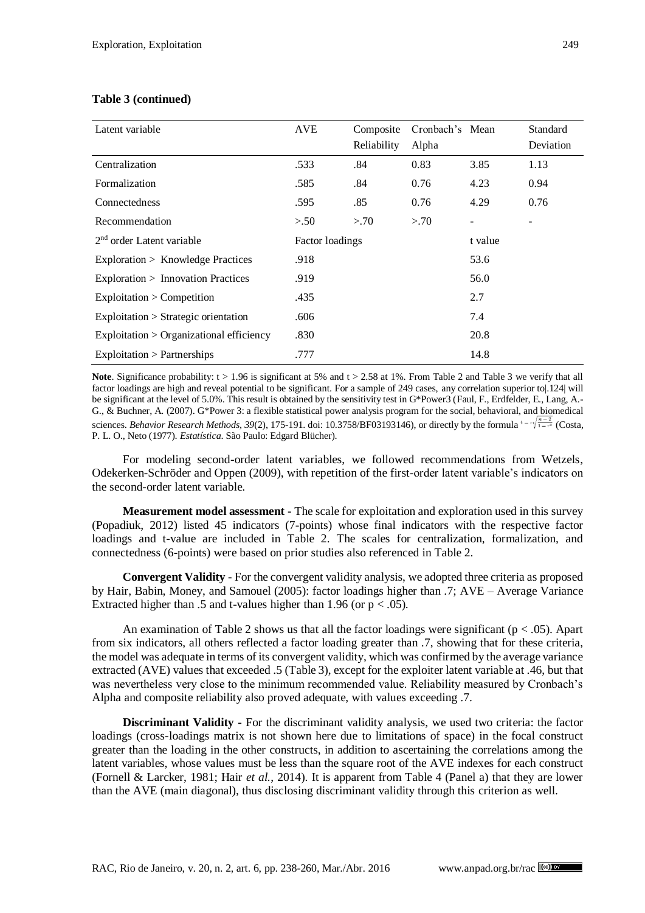**Table 3 (continued)**

| Latent variable | AVE | Composite Reliability | Cronbach's Alpha | Mean | Standard Deviation |
|---|---|---|---|---|---|
| Centralization | .533 | .84 | 0.83 | 3.85 | 1.13 |
| Formalization | .585 | .84 | 0.76 | 4.23 | 0.94 |
| Connectedness | .595 | .85 | 0.76 | 4.29 | 0.76 |
| Recommendation | >.50 | >.70 | >.70 | - | - |
| 2[nd] order Latent variable | Factor loadings | | | t value | |
| Exploration > Knowledge Practices | .918 | | | 53.6 | |
| Exploration > Innovation Practices | .919 | | | 56.0 | |
| Exploitation > Competition | .435 | | | 2.7 | |
| Exploitation > Strategic orientation | .606 | | | 7.4 | |
| Exploitation > Organizational efficiency | .830 | | | 20.8 | |
| Exploitation > Partnerships | .777 | | | 14.8 | |

**Note**. Significance probability: $t > 1.96$ is significant at 5% and $t > 2.58$ at 1%. From Table 2 and Table 3 we verify that all factor loadings are high and reveal potential to be significant. For a sample of 249 cases, any correlation superior to|.124| will be significant at the level of 5.0%. This result is obtained by the sensitivity test in G*Power3 (Faul, F., Erdfelder, E., Lang, A.-G., & Buchner, A. (2007). G*Power 3: a flexible statistical power analysis program for the social, behavioral, and biomedical sciences. *Behavior Research Methods*, *39*(2), 175-191. doi: 10.3758/BF03193146), or directly by the formula $t = r\sqrt{\frac{n-2}{1-r^2}}$ (Costa, P. L. O., Neto (1977). *Estatística*. São Paulo: Edgard Blücher).

For modeling second-order latent variables, we followed recommendations from Wetzels, Odekerken-Schröder and Oppen (2009), with repetition of the first-order latent variable's indicators on the second-order latent variable.

**Measurement model assessment** - The scale for exploitation and exploration used in this survey (Popadiuk, 2012) listed 45 indicators (7-points) whose final indicators with the respective factor loadings and t-value are included in Table 2. The scales for centralization, formalization, and connectedness (6-points) were based on prior studies also referenced in Table 2.

**Convergent Validity** - For the convergent validity analysis, we adopted three criteria as proposed by Hair, Babin, Money, and Samouel (2005): factor loadings higher than .7; AVE – Average Variance Extracted higher than .5 and t-values higher than 1.96 (or $p < .05$).

An examination of Table 2 shows us that all the factor loadings were significant ($p < .05$). Apart from six indicators, all others reflected a factor loading greater than .7, showing that for these criteria, the model was adequate in terms of its convergent validity, which was confirmed by the average variance extracted (AVE) values that exceeded .5 (Table 3), except for the exploiter latent variable at .46, but that was nevertheless very close to the minimum recommended value. Reliability measured by Cronbach's Alpha and composite reliability also proved adequate, with values exceeding .7.

**Discriminant Validity** - For the discriminant validity analysis, we used two criteria: the factor loadings (cross-loadings matrix is not shown here due to limitations of space) in the focal construct greater than the loading in the other constructs, in addition to ascertaining the correlations among the latent variables, whose values must be less than the square root of the AVE indexes for each construct (Fornell & Larcker, 1981; Hair *et al.*, 2014). It is apparent from Table 4 (Panel a) that they are lower than the AVE (main diagonal), thus disclosing discriminant validity through this criterion as well.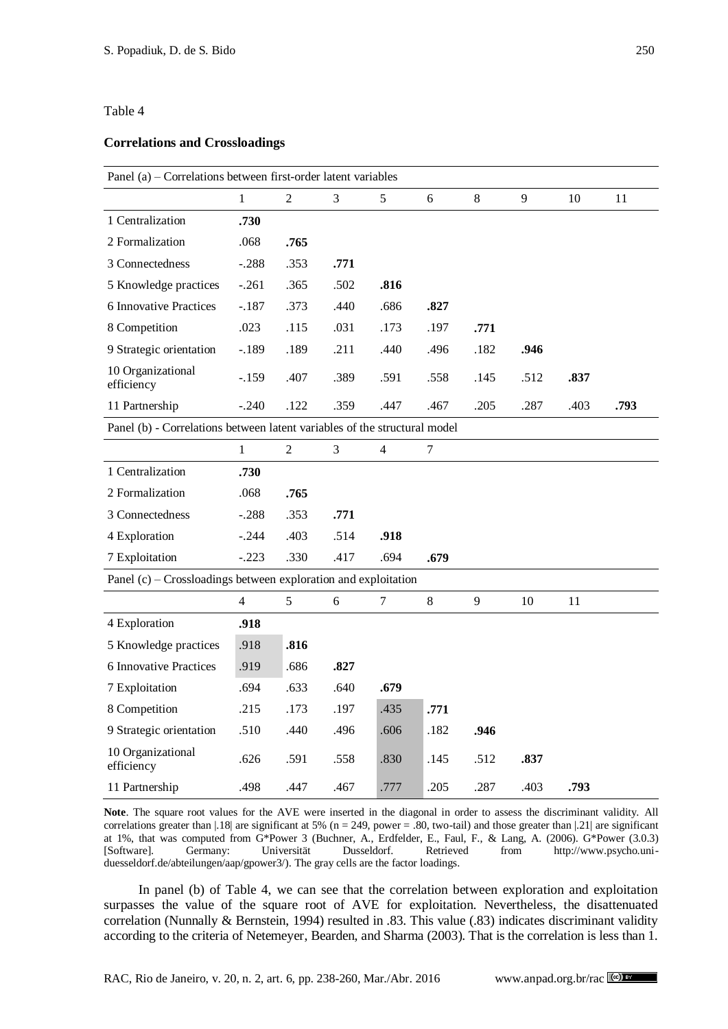Table 4

**Correlations and Crossloadings**

| Panel (a) – Correlations between first-order latent variables | | | | | | | | | |
|---|---|---|---|---|---|---|---|---|---|
| | 1 | 2 | 3 | 5 | 6 | 8 | 9 | 10 | 11 |
| 1 Centralization | **.730** | | | | | | | | |
| 2 Formalization | .068 | **.765** | | | | | | | |
| 3 Connectedness | -.288 | .353 | **.771** | | | | | | |
| 5 Knowledge practices | -.261 | .365 | .502 | **.816** | | | | | |
| 6 Innovative Practices | -.187 | .373 | .440 | .686 | **.827** | | | | |
| 8 Competition | .023 | .115 | .031 | .173 | .197 | **.771** | | | |
| 9 Strategic orientation | -.189 | .189 | .211 | .440 | .496 | .182 | **.946** | | |
| 10 Organizational efficiency | -.159 | .407 | .389 | .591 | .558 | .145 | .512 | **.837** | |
| 11 Partnership | -.240 | .122 | .359 | .447 | .467 | .205 | .287 | .403 | **.793** |

| Panel (b) - Correlations between latent variables of the structural model | | | | | |
|---|---|---|---|---|---|
| | 1 | 2 | 3 | 4 | 7 |
| 1 Centralization | **.730** | | | | |
| 2 Formalization | .068 | **.765** | | | |
| 3 Connectedness | -.288 | .353 | **.771** | | |
| 4 Exploration | -.244 | .403 | .514 | **.918** | |
| 7 Exploitation | -.223 | .330 | .417 | .694 | **.679** |

| Panel (c) – Crossloadings between exploration and exploitation | | | | | | | | |
|---|---|---|---|---|---|---|---|---|
| | 4 | 5 | 6 | 7 | 8 | 9 | 10 | 11 |
| 4 Exploration | **.918** | | | | | | | |
| 5 Knowledge practices | .918 | **.816** | | | | | | |
| 6 Innovative Practices | .919 | .686 | **.827** | | | | | |
| 7 Exploitation | .694 | .633 | .640 | **.679** | | | | |
| 8 Competition | .215 | .173 | .197 | .435 | **.771** | | | |
| 9 Strategic orientation | .510 | .440 | .496 | .606 | .182 | **.946** | | |
| 10 Organizational efficiency | .626 | .591 | .558 | .830 | .145 | .512 | **.837** | |
| 11 Partnership | .498 | .447 | .467 | .777 | .205 | .287 | .403 | **.793** |

**Note**. The square root values for the AVE were inserted in the diagonal in order to assess the discriminant validity. All correlations greater than |.18| are significant at 5% (n = 249, power = .80, two-tail) and those greater than |.21| are significant at 1%, that was computed from G*Power 3 (Buchner, A., Erdfelder, E., Faul, F., & Lang, A. (2006). G*Power (3.0.3) [Software]. Germany: Universität Dusseldorf. Retrieved from http://www.psycho.uni-duesseldorf.de/abteilungen/aap/gpower3/). The gray cells are the factor loadings.

In panel (b) of Table 4, we can see that the correlation between exploration and exploitation surpasses the value of the square root of AVE for exploitation. Nevertheless, the disattenuated correlation (Nunnally & Bernstein, 1994) resulted in .83. This value (.83) indicates discriminant validity according to the criteria of Netemeyer, Bearden, and Sharma (2003). That is the correlation is less than 1.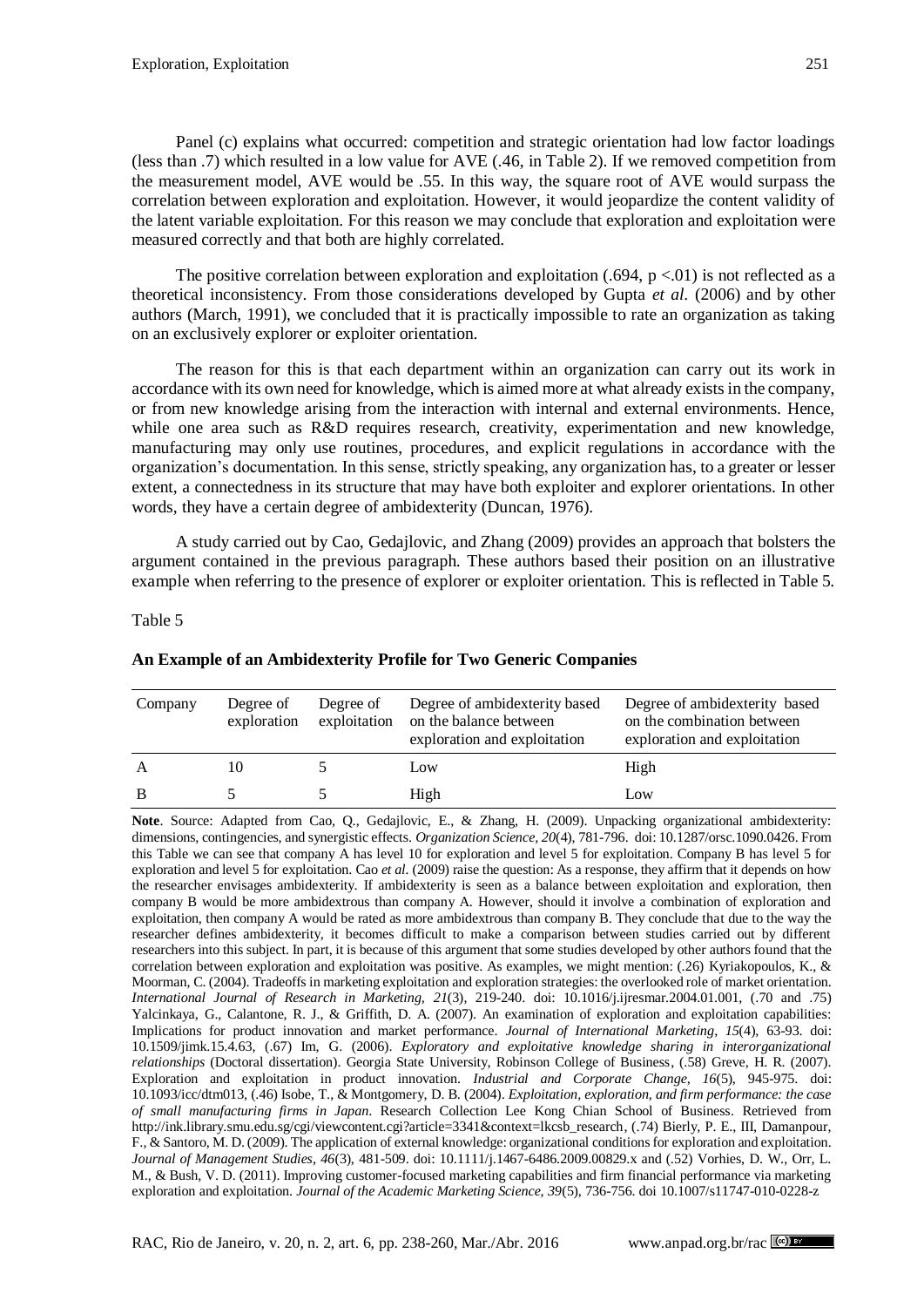Panel (c) explains what occurred: competition and strategic orientation had low factor loadings (less than .7) which resulted in a low value for AVE (.46, in Table 2). If we removed competition from the measurement model, AVE would be .55. In this way, the square root of AVE would surpass the correlation between exploration and exploitation. However, it would jeopardize the content validity of the latent variable exploitation. For this reason we may conclude that exploration and exploitation were measured correctly and that both are highly correlated.

The positive correlation between exploration and exploitation (.694, $p < .01$) is not reflected as a theoretical inconsistency. From those considerations developed by Gupta *et al*. (2006) and by other authors (March, 1991), we concluded that it is practically impossible to rate an organization as taking on an exclusively explorer or exploiter orientation.

The reason for this is that each department within an organization can carry out its work in accordance with its own need for knowledge, which is aimed more at what already exists in the company, or from new knowledge arising from the interaction with internal and external environments. Hence, while one area such as R&D requires research, creativity, experimentation and new knowledge, manufacturing may only use routines, procedures, and explicit regulations in accordance with the organization's documentation. In this sense, strictly speaking, any organization has, to a greater or lesser extent, a connectedness in its structure that may have both exploiter and explorer orientations. In other words, they have a certain degree of ambidexterity (Duncan, 1976).

A study carried out by Cao, Gedajlovic, and Zhang (2009) provides an approach that bolsters the argument contained in the previous paragraph. These authors based their position on an illustrative example when referring to the presence of explorer or exploiter orientation. This is reflected in Table 5.

Table 5

**An Example of an Ambidexterity Profile for Two Generic Companies**

| Company | Degree of exploration | Degree of exploitation | Degree of ambidexterity based on the balance between exploration and exploitation | Degree of ambidexterity based on the combination between exploration and exploitation |
|---|---|---|---|---|
| A | 10 | 5 | Low | High |
| B | 5 | 5 | High | Low |

**Note**. Source: Adapted from Cao, Q., Gedajlovic, E., & Zhang, H. (2009). Unpacking organizational ambidexterity: dimensions, contingencies, and synergistic effects. *Organization Science, 20*(4), 781-796. doi: 10.1287/orsc.1090.0426. From this Table we can see that company A has level 10 for exploration and level 5 for exploitation. Company B has level 5 for exploration and level 5 for exploitation. Cao *et al*. (2009) raise the question: As a response, they affirm that it depends on how the researcher envisages ambidexterity. If ambidexterity is seen as a balance between exploitation and exploration, then company B would be more ambidextrous than company A. However, should it involve a combination of exploration and exploitation, then company A would be rated as more ambidextrous than company B. They conclude that due to the way the researcher defines ambidexterity, it becomes difficult to make a comparison between studies carried out by different researchers into this subject. In part, it is because of this argument that some studies developed by other authors found that the correlation between exploration and exploitation was positive. As examples, we might mention: (.26) Kyriakopoulos, K., & Moorman, C. (2004). Tradeoffs in marketing exploitation and exploration strategies: the overlooked role of market orientation. *International Journal of Research in Marketing, 21*(3), 219-240. doi: 10.1016/j.ijresmar.2004.01.001, (.70 and .75) Yalcinkaya, G., Calantone, R. J., & Griffith, D. A. (2007). An examination of exploration and exploitation capabilities: Implications for product innovation and market performance. *Journal of International Marketing, 15*(4), 63-93. doi: 10.1509/jimk.15.4.63, (.67) Im, G. (2006). *Exploratory and exploitative knowledge sharing in interorganizational relationships* (Doctoral dissertation). Georgia State University, Robinson College of Business, (.58) Greve, H. R. (2007). Exploration and exploitation in product innovation. *Industrial and Corporate Change, 16*(5), 945-975. doi: 10.1093/icc/dtm013, (.46) Isobe, T., & Montgomery, D. B. (2004). *Exploitation, exploration, and firm performance: the case of small manufacturing firms in Japan*. Research Collection Lee Kong Chian School of Business. Retrieved from http://ink.library.smu.edu.sg/cgi/viewcontent.cgi?article=3341&context=lkcsb_research, (.74) Bierly, P. E., III, Damanpour, F., & Santoro, M. D. (2009). The application of external knowledge: organizational conditions for exploration and exploitation. *Journal of Management Studies, 46*(3), 481-509. doi: 10.1111/j.1467-6486.2009.00829.x and (.52) Vorhies, D. W., Orr, L. M., & Bush, V. D. (2011). Improving customer-focused marketing capabilities and firm financial performance via marketing exploration and exploitation. *Journal of the Academic Marketing Science, 39*(5), 736-756. doi 10.1007/s11747-010-0228-z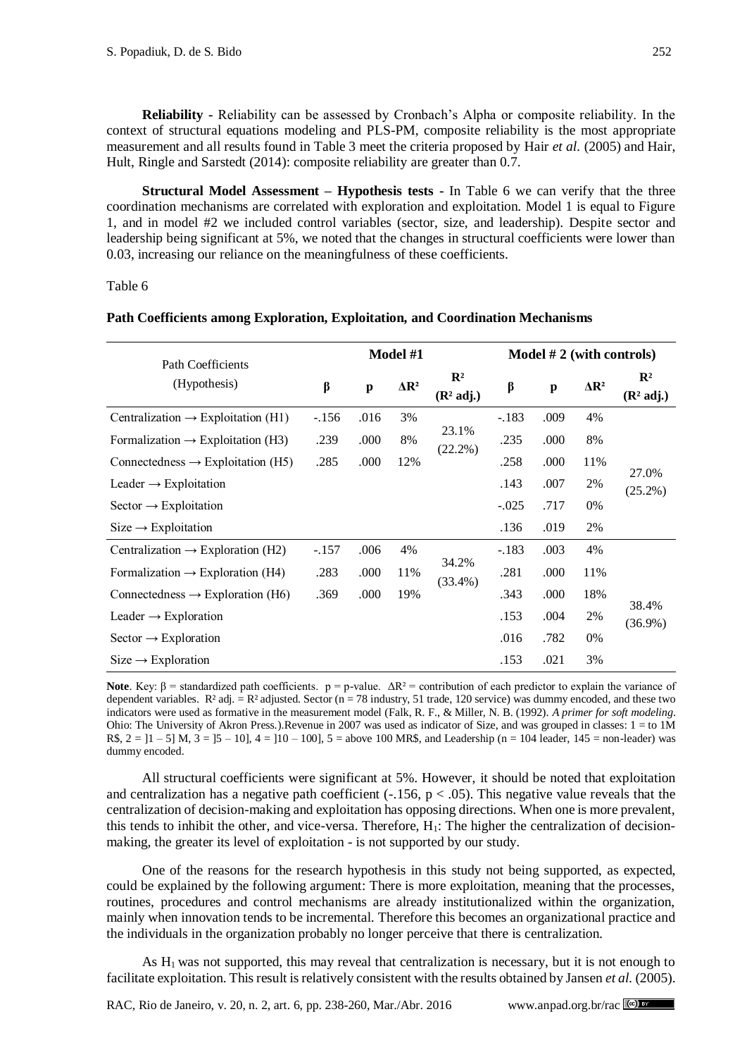**Reliability -** Reliability can be assessed by Cronbach's Alpha or composite reliability. In the context of structural equations modeling and PLS-PM, composite reliability is the most appropriate measurement and all results found in Table 3 meet the criteria proposed by Hair *et al.* (2005) and Hair, Hult, Ringle and Sarstedt (2014): composite reliability are greater than 0.7.

**Structural Model Assessment – Hypothesis tests -** In Table 6 we can verify that the three coordination mechanisms are correlated with exploration and exploitation. Model 1 is equal to Figure 1, and in model #2 we included control variables (sector, size, and leadership). Despite sector and leadership being significant at 5%, we noted that the changes in structural coefficients were lower than 0.03, increasing our reliance on the meaningfulness of these coefficients.

Table 6

**Path Coefficients among Exploration, Exploitation, and Coordination Mechanisms**

| Path Coefficients (Hypothesis) | Model #1 | | | | Model # 2 (with controls) | | | |
|---|---|---|---|---|---|---|---|---|
| | β | p | ΔR² | R² (R² adj.) | β | p | ΔR² | R² (R² adj.) |
| Centralization → Exploitation (H1) | -.156 | .016 | 3% | 23.1% (22.2%) | -.183 | .009 | 4% | 27.0% (25.2%) |
| Formalization → Exploitation (H3) | .239 | .000 | 8% | | .235 | .000 | 8% | |
| Connectedness → Exploitation (H5) | .285 | .000 | 12% | | .258 | .000 | 11% | |
| Leader → Exploitation | | | | | .143 | .007 | 2% | |
| Sector → Exploitation | | | | | -.025 | .717 | 0% | |
| Size → Exploitation | | | | | .136 | .019 | 2% | |
| Centralization → Exploration (H2) | -.157 | .006 | 4% | 34.2% (33.4%) | -.183 | .003 | 4% | 38.4% (36.9%) |
| Formalization → Exploration (H4) | .283 | .000 | 11% | | .281 | .000 | 11% | |
| Connectedness → Exploration (H6) | .369 | .000 | 19% | | .343 | .000 | 18% | |
| Leader → Exploration | | | | | .153 | .004 | 2% | |
| Sector → Exploration | | | | | .016 | .782 | 0% | |
| Size → Exploration | | | | | .153 | .021 | 3% | |

**Note**. Key: β = standardized path coefficients. p = p-value. ΔR² = contribution of each predictor to explain the variance of dependent variables. R² adj. = R² adjusted. Sector (n = 78 industry, 51 trade, 120 service) was dummy encoded, and these two indicators were used as formative in the measurement model (Falk, R. F., & Miller, N. B. (1992). *A primer for soft modeling*. Ohio: The University of Akron Press.).Revenue in 2007 was used as indicator of Size, and was grouped in classes: 1 = to 1M R$, 2 = ]1 – 5] M, 3 = ]5 – 10], 4 = ]10 – 100], 5 = above 100 MR$, and Leadership (n = 104 leader, 145 = non-leader) was dummy encoded.

All structural coefficients were significant at 5%. However, it should be noted that exploitation and centralization has a negative path coefficient (-.156, $p < .05$). This negative value reveals that the centralization of decision-making and exploitation has opposing directions. When one is more prevalent, this tends to inhibit the other, and vice-versa. Therefore, $H_1$: The higher the centralization of decision-making, the greater its level of exploitation - is not supported by our study.

One of the reasons for the research hypothesis in this study not being supported, as expected, could be explained by the following argument: There is more exploitation, meaning that the processes, routines, procedures and control mechanisms are already institutionalized within the organization, mainly when innovation tends to be incremental. Therefore this becomes an organizational practice and the individuals in the organization probably no longer perceive that there is centralization.

As $H_1$ was not supported, this may reveal that centralization is necessary, but it is not enough to facilitate exploitation. This result is relatively consistent with the results obtained by Jansen *et al.* (2005).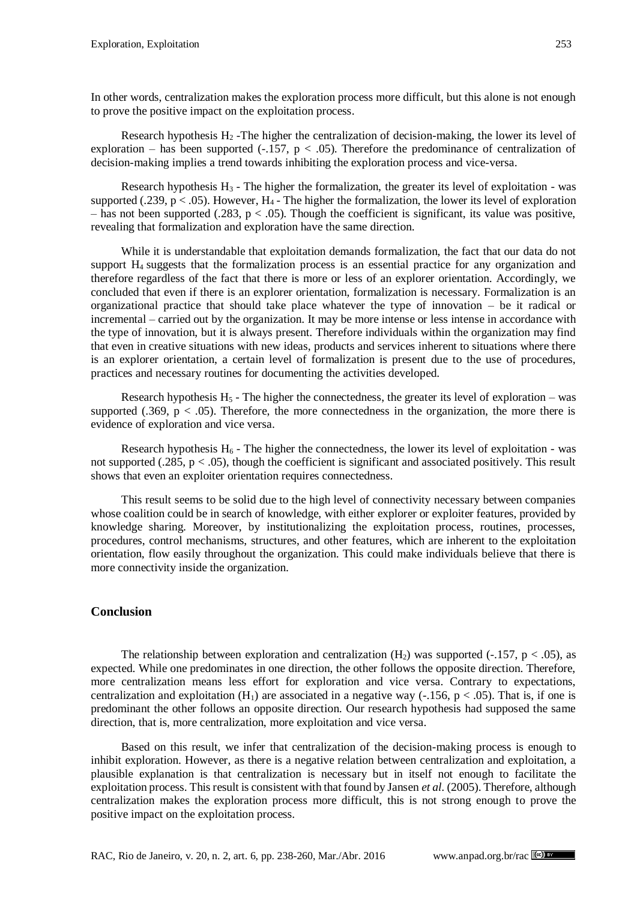In other words, centralization makes the exploration process more difficult, but this alone is not enough to prove the positive impact on the exploitation process.

Research hypothesis $H_2$ -The higher the centralization of decision-making, the lower its level of exploration – has been supported (-.157, $p < .05$). Therefore the predominance of centralization of decision-making implies a trend towards inhibiting the exploration process and vice-versa.

Research hypothesis $H_3$ - The higher the formalization, the greater its level of exploitation - was supported (.239, $p < .05$). However, $H_4$ - The higher the formalization, the lower its level of exploration – has not been supported (.283, $p < .05$). Though the coefficient is significant, its value was positive, revealing that formalization and exploration have the same direction.

While it is understandable that exploitation demands formalization, the fact that our data do not support $H_4$ suggests that the formalization process is an essential practice for any organization and therefore regardless of the fact that there is more or less of an explorer orientation. Accordingly, we concluded that even if there is an explorer orientation, formalization is necessary. Formalization is an organizational practice that should take place whatever the type of innovation – be it radical or incremental – carried out by the organization. It may be more intense or less intense in accordance with the type of innovation, but it is always present. Therefore individuals within the organization may find that even in creative situations with new ideas, products and services inherent to situations where there is an explorer orientation, a certain level of formalization is present due to the use of procedures, practices and necessary routines for documenting the activities developed.

Research hypothesis $H_5$ - The higher the connectedness, the greater its level of exploration – was supported (.369, $p < .05$). Therefore, the more connectedness in the organization, the more there is evidence of exploration and vice versa.

Research hypothesis $H_6$ - The higher the connectedness, the lower its level of exploitation - was not supported (.285, $p < .05$), though the coefficient is significant and associated positively. This result shows that even an exploiter orientation requires connectedness.

This result seems to be solid due to the high level of connectivity necessary between companies whose coalition could be in search of knowledge, with either explorer or exploiter features, provided by knowledge sharing. Moreover, by institutionalizing the exploitation process, routines, processes, procedures, control mechanisms, structures, and other features, which are inherent to the exploitation orientation, flow easily throughout the organization. This could make individuals believe that there is more connectivity inside the organization.

## Conclusion

The relationship between exploration and centralization ($H_2$) was supported (-.157, $p < .05$), as expected. While one predominates in one direction, the other follows the opposite direction. Therefore, more centralization means less effort for exploration and vice versa. Contrary to expectations, centralization and exploitation ($H_1$) are associated in a negative way (-.156, $p < .05$). That is, if one is predominant the other follows an opposite direction. Our research hypothesis had supposed the same direction, that is, more centralization, more exploitation and vice versa.

Based on this result, we infer that centralization of the decision-making process is enough to inhibit exploration. However, as there is a negative relation between centralization and exploitation, a plausible explanation is that centralization is necessary but in itself not enough to facilitate the exploitation process. This result is consistent with that found by Jansen *et al.* (2005). Therefore, although centralization makes the exploration process more difficult, this is not strong enough to prove the positive impact on the exploitation process.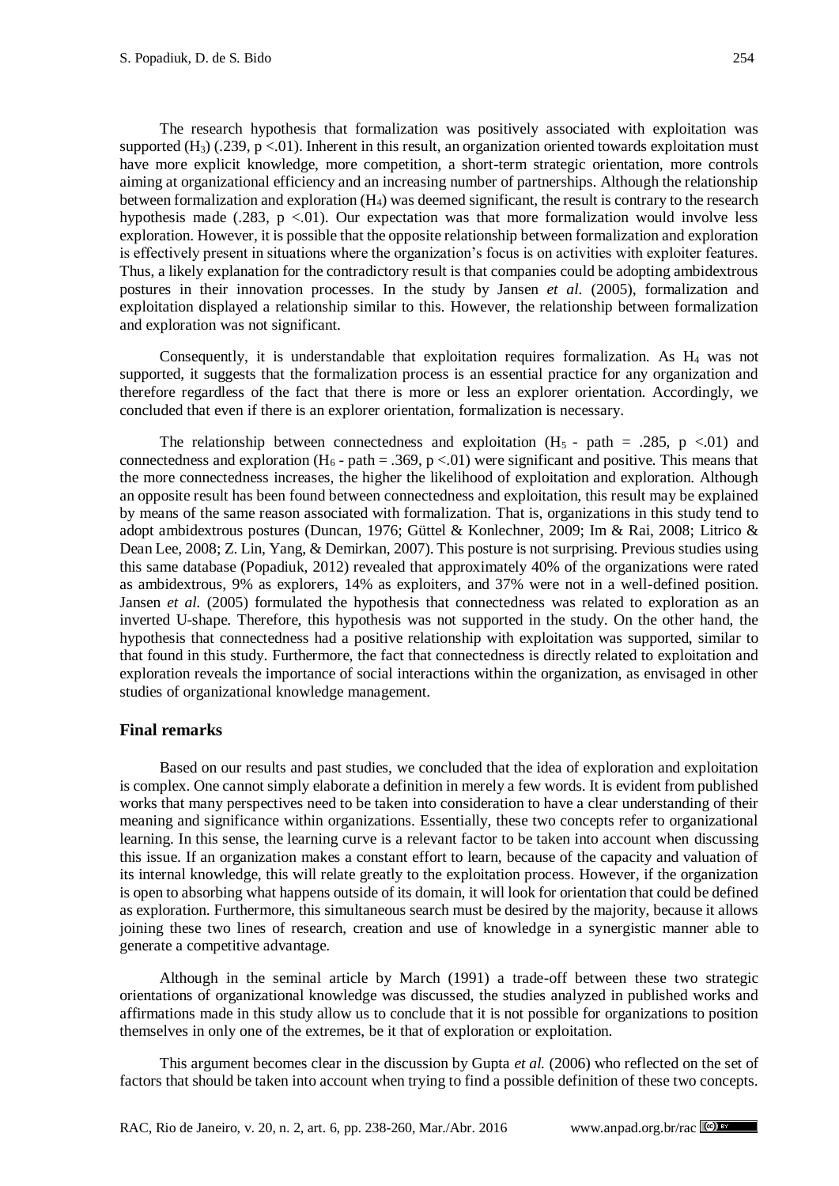The research hypothesis that formalization was positively associated with exploitation was supported ($H_3$) (.239, $p < .01$). Inherent in this result, an organization oriented towards exploitation must have more explicit knowledge, more competition, a short-term strategic orientation, more controls aiming at organizational efficiency and an increasing number of partnerships. Although the relationship between formalization and exploration ($H_4$) was deemed significant, the result is contrary to the research hypothesis made (.283, $p < .01$). Our expectation was that more formalization would involve less exploration. However, it is possible that the opposite relationship between formalization and exploration is effectively present in situations where the organization's focus is on activities with exploiter features. Thus, a likely explanation for the contradictory result is that companies could be adopting ambidextrous postures in their innovation processes. In the study by Jansen *et al.* (2005), formalization and exploitation displayed a relationship similar to this. However, the relationship between formalization and exploration was not significant.

Consequently, it is understandable that exploitation requires formalization. As $H_4$ was not supported, it suggests that the formalization process is an essential practice for any organization and therefore regardless of the fact that there is more or less an explorer orientation. Accordingly, we concluded that even if there is an explorer orientation, formalization is necessary.

The relationship between connectedness and exploitation ($H_5$ - path = .285, $p < .01$) and connectedness and exploration ($H_6$ - path = .369, $p < .01$) were significant and positive. This means that the more connectedness increases, the higher the likelihood of exploitation and exploration. Although an opposite result has been found between connectedness and exploitation, this result may be explained by means of the same reason associated with formalization. That is, organizations in this study tend to adopt ambidextrous postures (Duncan, 1976; Güttel & Konlechner, 2009; Im & Rai, 2008; Litrico & Dean Lee, 2008; Z. Lin, Yang, & Demirkan, 2007). This posture is not surprising. Previous studies using this same database (Popadiuk, 2012) revealed that approximately 40% of the organizations were rated as ambidextrous, 9% as explorers, 14% as exploiters, and 37% were not in a well-defined position. Jansen *et al.* (2005) formulated the hypothesis that connectedness was related to exploration as an inverted U-shape. Therefore, this hypothesis was not supported in the study. On the other hand, the hypothesis that connectedness had a positive relationship with exploitation was supported, similar to that found in this study. Furthermore, the fact that connectedness is directly related to exploitation and exploration reveals the importance of social interactions within the organization, as envisaged in other studies of organizational knowledge management.

## Final remarks

Based on our results and past studies, we concluded that the idea of exploration and exploitation is complex. One cannot simply elaborate a definition in merely a few words. It is evident from published works that many perspectives need to be taken into consideration to have a clear understanding of their meaning and significance within organizations. Essentially, these two concepts refer to organizational learning. In this sense, the learning curve is a relevant factor to be taken into account when discussing this issue. If an organization makes a constant effort to learn, because of the capacity and valuation of its internal knowledge, this will relate greatly to the exploitation process. However, if the organization is open to absorbing what happens outside of its domain, it will look for orientation that could be defined as exploration. Furthermore, this simultaneous search must be desired by the majority, because it allows joining these two lines of research, creation and use of knowledge in a synergistic manner able to generate a competitive advantage.

Although in the seminal article by March (1991) a trade-off between these two strategic orientations of organizational knowledge was discussed, the studies analyzed in published works and affirmations made in this study allow us to conclude that it is not possible for organizations to position themselves in only one of the extremes, be it that of exploration or exploitation.

This argument becomes clear in the discussion by Gupta *et al.* (2006) who reflected on the set of factors that should be taken into account when trying to find a possible definition of these two concepts.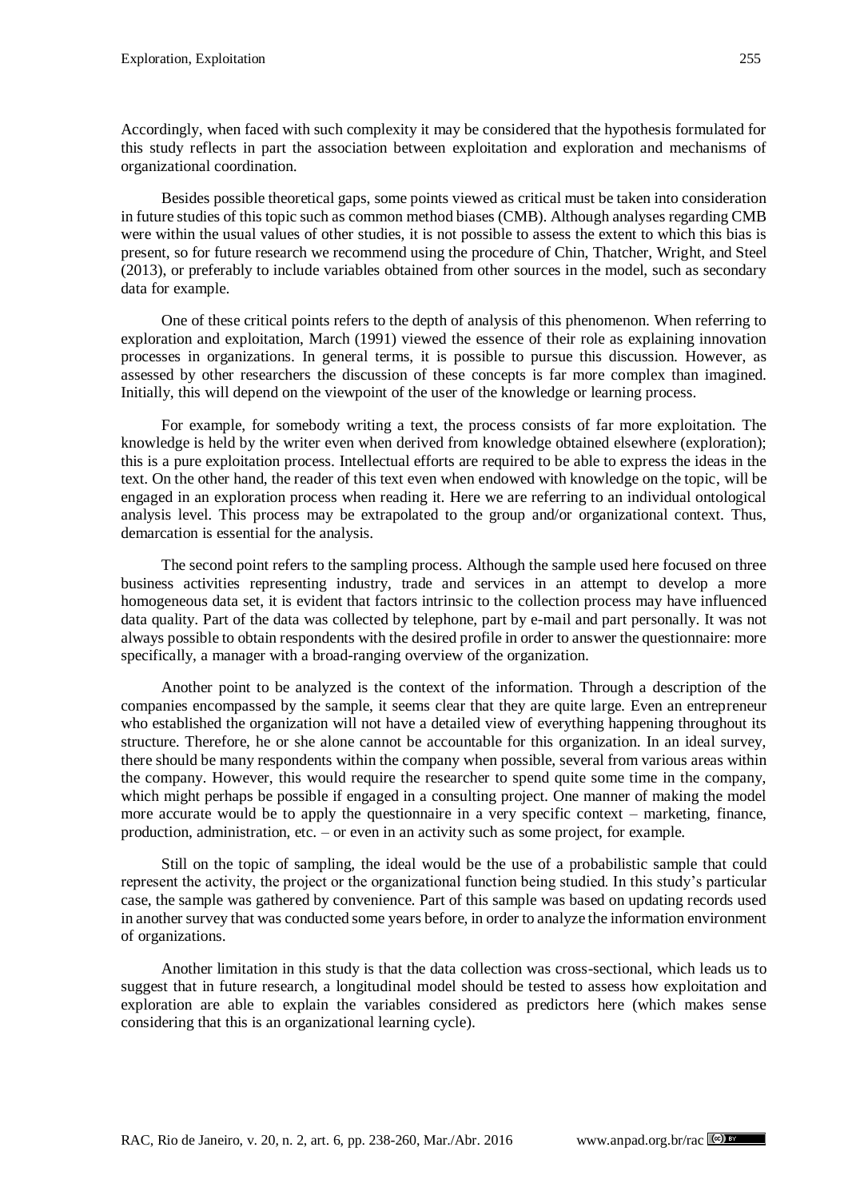Accordingly, when faced with such complexity it may be considered that the hypothesis formulated for this study reflects in part the association between exploitation and exploration and mechanisms of organizational coordination.

Besides possible theoretical gaps, some points viewed as critical must be taken into consideration in future studies of this topic such as common method biases (CMB). Although analyses regarding CMB were within the usual values of other studies, it is not possible to assess the extent to which this bias is present, so for future research we recommend using the procedure of Chin, Thatcher, Wright, and Steel (2013), or preferably to include variables obtained from other sources in the model, such as secondary data for example.

One of these critical points refers to the depth of analysis of this phenomenon. When referring to exploration and exploitation, March (1991) viewed the essence of their role as explaining innovation processes in organizations. In general terms, it is possible to pursue this discussion. However, as assessed by other researchers the discussion of these concepts is far more complex than imagined. Initially, this will depend on the viewpoint of the user of the knowledge or learning process.

For example, for somebody writing a text, the process consists of far more exploitation. The knowledge is held by the writer even when derived from knowledge obtained elsewhere (exploration); this is a pure exploitation process. Intellectual efforts are required to be able to express the ideas in the text. On the other hand, the reader of this text even when endowed with knowledge on the topic, will be engaged in an exploration process when reading it. Here we are referring to an individual ontological analysis level. This process may be extrapolated to the group and/or organizational context. Thus, demarcation is essential for the analysis.

The second point refers to the sampling process. Although the sample used here focused on three business activities representing industry, trade and services in an attempt to develop a more homogeneous data set, it is evident that factors intrinsic to the collection process may have influenced data quality. Part of the data was collected by telephone, part by e-mail and part personally. It was not always possible to obtain respondents with the desired profile in order to answer the questionnaire: more specifically, a manager with a broad-ranging overview of the organization.

Another point to be analyzed is the context of the information. Through a description of the companies encompassed by the sample, it seems clear that they are quite large. Even an entrepreneur who established the organization will not have a detailed view of everything happening throughout its structure. Therefore, he or she alone cannot be accountable for this organization. In an ideal survey, there should be many respondents within the company when possible, several from various areas within the company. However, this would require the researcher to spend quite some time in the company, which might perhaps be possible if engaged in a consulting project. One manner of making the model more accurate would be to apply the questionnaire in a very specific context – marketing, finance, production, administration, etc. – or even in an activity such as some project, for example.

Still on the topic of sampling, the ideal would be the use of a probabilistic sample that could represent the activity, the project or the organizational function being studied. In this study's particular case, the sample was gathered by convenience. Part of this sample was based on updating records used in another survey that was conducted some years before, in order to analyze the information environment of organizations.

Another limitation in this study is that the data collection was cross-sectional, which leads us to suggest that in future research, a longitudinal model should be tested to assess how exploitation and exploration are able to explain the variables considered as predictors here (which makes sense considering that this is an organizational learning cycle).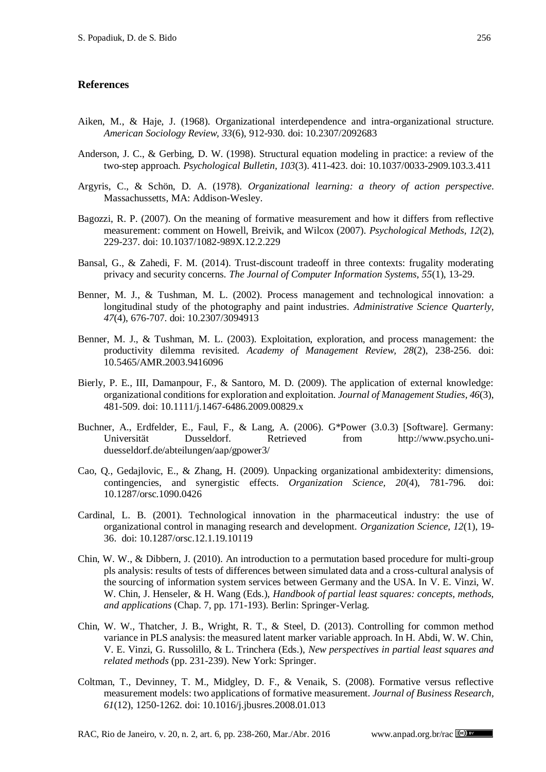## References

Aiken, M., & Haje, J. (1968). Organizational interdependence and intra-organizational structure. *American Sociology Review, 33*(6), 912-930. doi: 10.2307/2092683

Anderson, J. C., & Gerbing, D. W. (1998). Structural equation modeling in practice: a review of the two-step approach. *Psychological Bulletin, 103*(3). 411-423. doi: 10.1037/0033-2909.103.3.411

Argyris, C., & Schön, D. A. (1978). *Organizational learning: a theory of action perspective*. Massachussetts, MA: Addison-Wesley.

Bagozzi, R. P. (2007). On the meaning of formative measurement and how it differs from reflective measurement: comment on Howell, Breivik, and Wilcox (2007). *Psychological Methods, 12*(2), 229-237. doi: 10.1037/1082-989X.12.2.229

Bansal, G., & Zahedi, F. M. (2014). Trust-discount tradeoff in three contexts: frugality moderating privacy and security concerns. *The Journal of Computer Information Systems, 55*(1), 13-29.

Benner, M. J., & Tushman, M. L. (2002). Process management and technological innovation: a longitudinal study of the photography and paint industries. *Administrative Science Quarterly, 47*(4), 676-707. doi: 10.2307/3094913

Benner, M. J., & Tushman, M. L. (2003). Exploitation, exploration, and process management: the productivity dilemma revisited. *Academy of Management Review, 28*(2), 238-256. doi: 10.5465/AMR.2003.9416096

Bierly, P. E., III, Damanpour, F., & Santoro, M. D. (2009). The application of external knowledge: organizational conditions for exploration and exploitation. *Journal of Management Studies, 46*(3), 481-509. doi: 10.1111/j.1467-6486.2009.00829.x

Buchner, A., Erdfelder, E., Faul, F., & Lang, A. (2006). G*Power (3.0.3) [Software]. Germany: Universität Dusseldorf. Retrieved from http://www.psycho.uni-duesseldorf.de/abteilungen/aap/gpower3/

Cao, Q., Gedajlovic, E., & Zhang, H. (2009). Unpacking organizational ambidexterity: dimensions, contingencies, and synergistic effects. *Organization Science, 20*(4), 781-796. doi: 10.1287/orsc.1090.0426

Cardinal, L. B. (2001). Technological innovation in the pharmaceutical industry: the use of organizational control in managing research and development. *Organization Science, 12*(1), 19-36. doi: 10.1287/orsc.12.1.19.10119

Chin, W. W., & Dibbern, J. (2010). An introduction to a permutation based procedure for multi-group pls analysis: results of tests of differences between simulated data and a cross-cultural analysis of the sourcing of information system services between Germany and the USA. In V. E. Vinzi, W. W. Chin, J. Henseler, & H. Wang (Eds.), *Handbook of partial least squares: concepts, methods, and applications* (Chap. 7, pp. 171-193). Berlin: Springer-Verlag.

Chin, W. W., Thatcher, J. B., Wright, R. T., & Steel, D. (2013). Controlling for common method variance in PLS analysis: the measured latent marker variable approach. In H. Abdi, W. W. Chin, V. E. Vinzi, G. Russolillo, & L. Trinchera (Eds.), *New perspectives in partial least squares and related methods* (pp. 231-239). New York: Springer.

Coltman, T., Devinney, T. M., Midgley, D. F., & Venaik, S. (2008). Formative versus reflective measurement models: two applications of formative measurement. *Journal of Business Research, 61*(12), 1250-1262. doi: 10.1016/j.jbusres.2008.01.013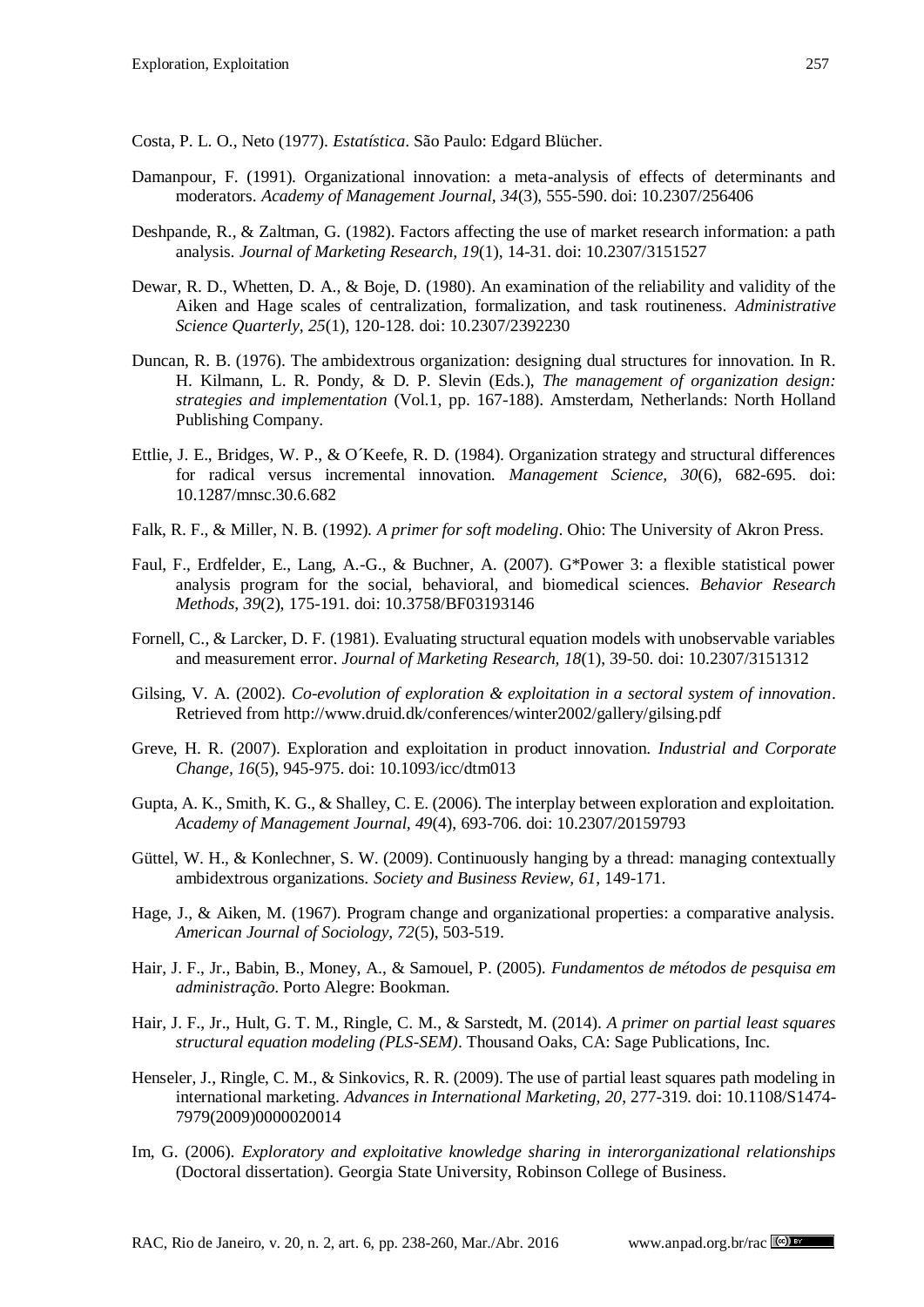Costa, P. L. O., Neto (1977). *Estatística*. São Paulo: Edgard Blücher.

Damanpour, F. (1991). Organizational innovation: a meta-analysis of effects of determinants and moderators. *Academy of Management Journal, 34*(3), 555-590. doi: 10.2307/256406

Deshpande, R., & Zaltman, G. (1982). Factors affecting the use of market research information: a path analysis. *Journal of Marketing Research, 19*(1), 14-31. doi: 10.2307/3151527

Dewar, R. D., Whetten, D. A., & Boje, D. (1980). An examination of the reliability and validity of the Aiken and Hage scales of centralization, formalization, and task routineness. *Administrative Science Quarterly, 25*(1), 120-128. doi: 10.2307/2392230

Duncan, R. B. (1976). The ambidextrous organization: designing dual structures for innovation. In R. H. Kilmann, L. R. Pondy, & D. P. Slevin (Eds.), *The management of organization design: strategies and implementation* (Vol.1, pp. 167-188). Amsterdam, Netherlands: North Holland Publishing Company.

Ettlie, J. E., Bridges, W. P., & O´Keefe, R. D. (1984). Organization strategy and structural differences for radical versus incremental innovation. *Management Science, 30*(6), 682-695. doi: 10.1287/mnsc.30.6.682

Falk, R. F., & Miller, N. B. (1992). *A primer for soft modeling*. Ohio: The University of Akron Press.

Faul, F., Erdfelder, E., Lang, A.-G., & Buchner, A. (2007). G*Power 3: a flexible statistical power analysis program for the social, behavioral, and biomedical sciences. *Behavior Research Methods, 39*(2), 175-191. doi: 10.3758/BF03193146

Fornell, C., & Larcker, D. F. (1981). Evaluating structural equation models with unobservable variables and measurement error. *Journal of Marketing Research, 18*(1), 39-50. doi: 10.2307/3151312

Gilsing, V. A. (2002). *Co-evolution of exploration & exploitation in a sectoral system of innovation*. Retrieved from http://www.druid.dk/conferences/winter2002/gallery/gilsing.pdf

Greve, H. R. (2007). Exploration and exploitation in product innovation. *Industrial and Corporate Change, 16*(5), 945-975. doi: 10.1093/icc/dtm013

Gupta, A. K., Smith, K. G., & Shalley, C. E. (2006). The interplay between exploration and exploitation. *Academy of Management Journal, 49*(4), 693-706. doi: 10.2307/20159793

Güttel, W. H., & Konlechner, S. W. (2009). Continuously hanging by a thread: managing contextually ambidextrous organizations. *Society and Business Review, 61*, 149-171.

Hage, J., & Aiken, M. (1967). Program change and organizational properties: a comparative analysis. *American Journal of Sociology, 72*(5), 503-519.

Hair, J. F., Jr., Babin, B., Money, A., & Samouel, P. (2005). *Fundamentos de métodos de pesquisa em administração*. Porto Alegre: Bookman.

Hair, J. F., Jr., Hult, G. T. M., Ringle, C. M., & Sarstedt, M. (2014). *A primer on partial least squares structural equation modeling (PLS-SEM)*. Thousand Oaks, CA: Sage Publications, Inc.

Henseler, J., Ringle, C. M., & Sinkovics, R. R. (2009). The use of partial least squares path modeling in international marketing. *Advances in International Marketing, 20*, 277-319. doi: 10.1108/S1474-7979(2009)0000020014

Im, G. (2006). *Exploratory and exploitative knowledge sharing in interorganizational relationships* (Doctoral dissertation). Georgia State University, Robinson College of Business.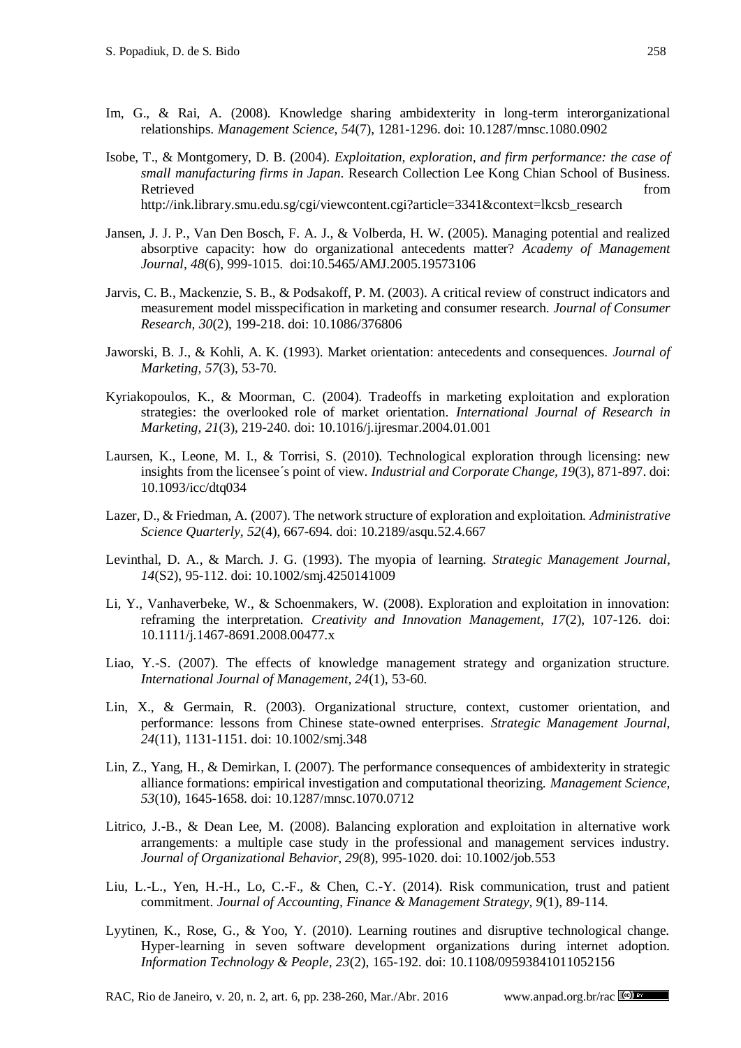Im, G., & Rai, A. (2008). Knowledge sharing ambidexterity in long-term interorganizational relationships. *Management Science, 54*(7), 1281-1296. doi: 10.1287/mnsc.1080.0902

Isobe, T., & Montgomery, D. B. (2004). *Exploitation, exploration, and firm performance: the case of small manufacturing firms in Japan*. Research Collection Lee Kong Chian School of Business. Retrieved from http://ink.library.smu.edu.sg/cgi/viewcontent.cgi?article=3341&context=lkcsb_research

Jansen, J. J. P., Van Den Bosch, F. A. J., & Volberda, H. W. (2005). Managing potential and realized absorptive capacity: how do organizational antecedents matter? *Academy of Management Journal*, *48*(6), 999-1015. doi:10.5465/AMJ.2005.19573106

Jarvis, C. B., Mackenzie, S. B., & Podsakoff, P. M. (2003). A critical review of construct indicators and measurement model misspecification in marketing and consumer research. *Journal of Consumer Research, 30*(2), 199-218. doi: 10.1086/376806

Jaworski, B. J., & Kohli, A. K. (1993). Market orientation: antecedents and consequences. *Journal of Marketing, 57*(3), 53-70.

Kyriakopoulos, K., & Moorman, C. (2004). Tradeoffs in marketing exploitation and exploration strategies: the overlooked role of market orientation. *International Journal of Research in Marketing, 21*(3), 219-240. doi: 10.1016/j.ijresmar.2004.01.001

Laursen, K., Leone, M. I., & Torrisi, S. (2010). Technological exploration through licensing: new insights from the licensee´s point of view. *Industrial and Corporate Change, 19*(3), 871-897. doi: 10.1093/icc/dtq034

Lazer, D., & Friedman, A. (2007). The network structure of exploration and exploitation. *Administrative Science Quarterly, 52*(4), 667-694. doi: 10.2189/asqu.52.4.667

Levinthal, D. A., & March. J. G. (1993). The myopia of learning. *Strategic Management Journal, 14*(S2), 95-112. doi: 10.1002/smj.4250141009

Li, Y., Vanhaverbeke, W., & Schoenmakers, W. (2008). Exploration and exploitation in innovation: reframing the interpretation. *Creativity and Innovation Management, 17*(2), 107-126. doi: 10.1111/j.1467-8691.2008.00477.x

Liao, Y.-S. (2007). The effects of knowledge management strategy and organization structure. *International Journal of Management, 24*(1), 53-60.

Lin, X., & Germain, R. (2003). Organizational structure, context, customer orientation, and performance: lessons from Chinese state-owned enterprises. *Strategic Management Journal, 24*(11), 1131-1151. doi: 10.1002/smj.348

Lin, Z., Yang, H., & Demirkan, I. (2007). The performance consequences of ambidexterity in strategic alliance formations: empirical investigation and computational theorizing. *Management Science, 53*(10), 1645-1658. doi: 10.1287/mnsc.1070.0712

Litrico, J.-B., & Dean Lee, M. (2008). Balancing exploration and exploitation in alternative work arrangements: a multiple case study in the professional and management services industry. *Journal of Organizational Behavior, 29*(8), 995-1020. doi: 10.1002/job.553

Liu, L.-L., Yen, H.-H., Lo, C.-F., & Chen, C.-Y. (2014). Risk communication, trust and patient commitment. *Journal of Accounting, Finance & Management Strategy, 9*(1), 89-114.

Lyytinen, K., Rose, G., & Yoo, Y. (2010). Learning routines and disruptive technological change. Hyper-learning in seven software development organizations during internet adoption. *Information Technology & People, 23*(2), 165-192. doi: 10.1108/09593841011052156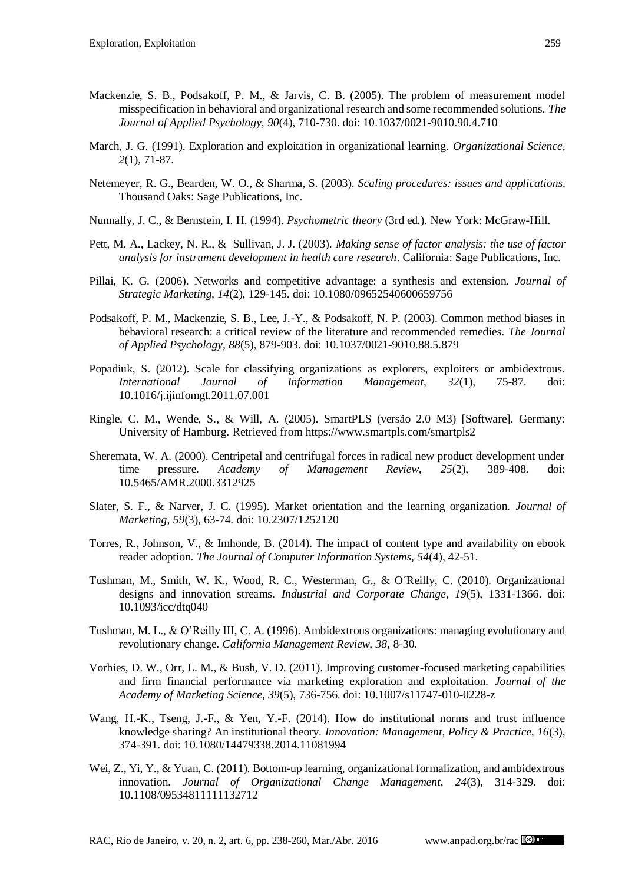Mackenzie, S. B., Podsakoff, P. M., & Jarvis, C. B. (2005). The problem of measurement model misspecification in behavioral and organizational research and some recommended solutions. *The Journal of Applied Psychology*, *90*(4), 710-730. doi: 10.1037/0021-9010.90.4.710

March, J. G. (1991). Exploration and exploitation in organizational learning. *Organizational Science*, *2*(1), 71-87.

Netemeyer, R. G., Bearden, W. O., & Sharma, S. (2003). *Scaling procedures: issues and applications*. Thousand Oaks: Sage Publications, Inc.

Nunnally, J. C., & Bernstein, I. H. (1994). *Psychometric theory* (3rd ed.). New York: McGraw-Hill.

Pett, M. A., Lackey, N. R., & Sullivan, J. J. (2003). *Making sense of factor analysis: the use of factor analysis for instrument development in health care research*. California: Sage Publications, Inc.

Pillai, K. G. (2006). Networks and competitive advantage: a synthesis and extension. *Journal of Strategic Marketing, 14*(2), 129-145. doi: 10.1080/09652540600659756

Podsakoff, P. M., Mackenzie, S. B., Lee, J.-Y., & Podsakoff, N. P. (2003). Common method biases in behavioral research: a critical review of the literature and recommended remedies. *The Journal of Applied Psychology*, *88*(5), 879-903. doi: 10.1037/0021-9010.88.5.879

Popadiuk, S. (2012). Scale for classifying organizations as explorers, exploiters or ambidextrous. *International Journal of Information Management, 32*(1), 75-87. doi: 10.1016/j.ijinfomgt.2011.07.001

Ringle, C. M., Wende, S., & Will, A. (2005). SmartPLS (versão 2.0 M3) [Software]. Germany: University of Hamburg. Retrieved from https://www.smartpls.com/smartpls2

Sheremata, W. A. (2000). Centripetal and centrifugal forces in radical new product development under time pressure. *Academy of Management Review, 25*(2), 389-408. doi: 10.5465/AMR.2000.3312925

Slater, S. F., & Narver, J. C. (1995). Market orientation and the learning organization. *Journal of Marketing, 59*(3), 63-74. doi: 10.2307/1252120

Torres, R., Johnson, V., & Imhonde, B. (2014). The impact of content type and availability on ebook reader adoption. *The Journal of Computer Information Systems, 54*(4), 42-51.

Tushman, M., Smith, W. K., Wood, R. C., Westerman, G., & O´Reilly, C. (2010). Organizational designs and innovation streams. *Industrial and Corporate Change, 19*(5), 1331-1366. doi: 10.1093/icc/dtq040

Tushman, M. L., & O'Reilly III, C. A. (1996). Ambidextrous organizations: managing evolutionary and revolutionary change. *California Management Review, 38*, 8-30.

Vorhies, D. W., Orr, L. M., & Bush, V. D. (2011). Improving customer-focused marketing capabilities and firm financial performance via marketing exploration and exploitation. *Journal of the Academy of Marketing Science, 39*(5), 736-756. doi: 10.1007/s11747-010-0228-z

Wang, H.-K., Tseng, J.-F., & Yen, Y.-F. (2014). How do institutional norms and trust influence knowledge sharing? An institutional theory. *Innovation: Management, Policy & Practice, 16*(3), 374-391. doi: 10.1080/14479338.2014.11081994

Wei, Z., Yi, Y., & Yuan, C. (2011). Bottom-up learning, organizational formalization, and ambidextrous innovation. *Journal of Organizational Change Management, 24*(3), 314-329. doi: 10.1108/09534811111132712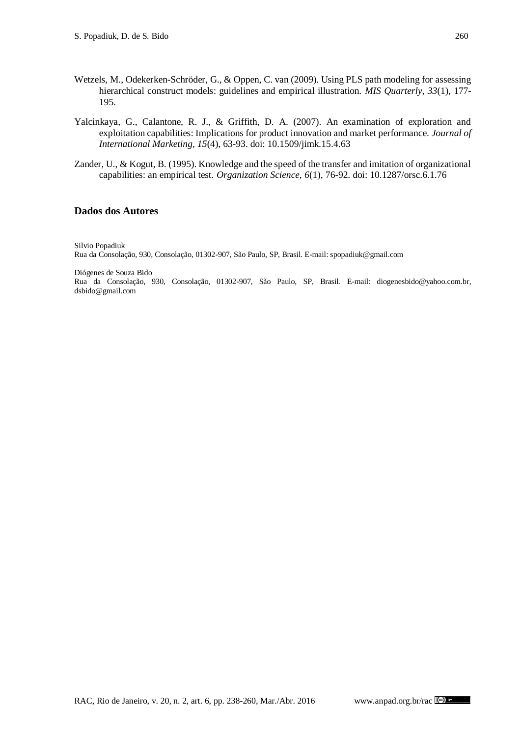Wetzels, M., Odekerken-Schröder, G., & Oppen, C. van (2009). Using PLS path modeling for assessing hierarchical construct models: guidelines and empirical illustration. *MIS Quarterly, 33*(1), 177-195.

Yalcinkaya, G., Calantone, R. J., & Griffith, D. A. (2007). An examination of exploration and exploitation capabilities: Implications for product innovation and market performance. *Journal of International Marketing, 15*(4), 63-93. doi: 10.1509/jimk.15.4.63

Zander, U., & Kogut, B. (1995). Knowledge and the speed of the transfer and imitation of organizational capabilities: an empirical test. *Organization Science, 6*(1), 76-92. doi: 10.1287/orsc.6.1.76

## Dados dos Autores

Silvio Popadiuk
Rua da Consolação, 930, Consolação, 01302-907, São Paulo, SP, Brasil. E-mail: spopadiuk@gmail.com

Diógenes de Souza Bido
Rua da Consolação, 930, Consolação, 01302-907, São Paulo, SP, Brasil. E-mail: diogenesbido@yahoo.com.br, dsbido@gmail.com